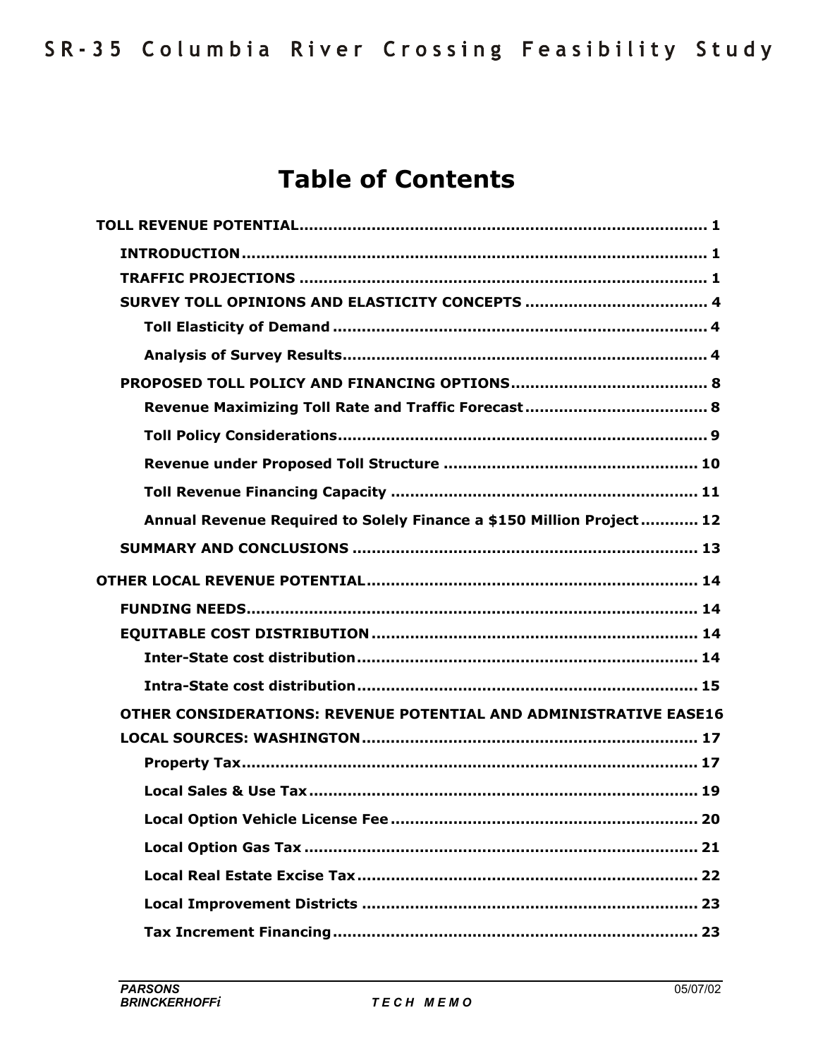# Table of Contents

- TOLL REVENUE POTENTIAL .......... 1
  - INTRODUCTION .......... 1
  - TRAFFIC PROJECTIONS .......... 1
  - SURVEY TOLL OPINIONS AND ELASTICITY CONCEPTS .......... 4
    - Toll Elasticity of Demand .......... 4
    - Analysis of Survey Results .......... 4
  - PROPOSED TOLL POLICY AND FINANCING OPTIONS .......... 8
    - Revenue Maximizing Toll Rate and Traffic Forecast .......... 8
    - Toll Policy Considerations .......... 9
    - Revenue under Proposed Toll Structure .......... 10
    - Toll Revenue Financing Capacity .......... 11
    - Annual Revenue Required to Solely Finance a $150 Million Project .......... 12
  - SUMMARY AND CONCLUSIONS .......... 13
- OTHER LOCAL REVENUE POTENTIAL .......... 14
  - FUNDING NEEDS .......... 14
  - EQUITABLE COST DISTRIBUTION .......... 14
    - Inter-State cost distribution .......... 14
    - Intra-State cost distribution .......... 15
  - OTHER CONSIDERATIONS: REVENUE POTENTIAL AND ADMINISTRATIVE EASE 16
  - LOCAL SOURCES: WASHINGTON .......... 17
    - Property Tax .......... 17
    - Local Sales & Use Tax .......... 19
    - Local Option Vehicle License Fee .......... 20
    - Local Option Gas Tax .......... 21
    - Local Real Estate Excise Tax .......... 22
    - Local Improvement Districts .......... 23
    - Tax Increment Financing .......... 23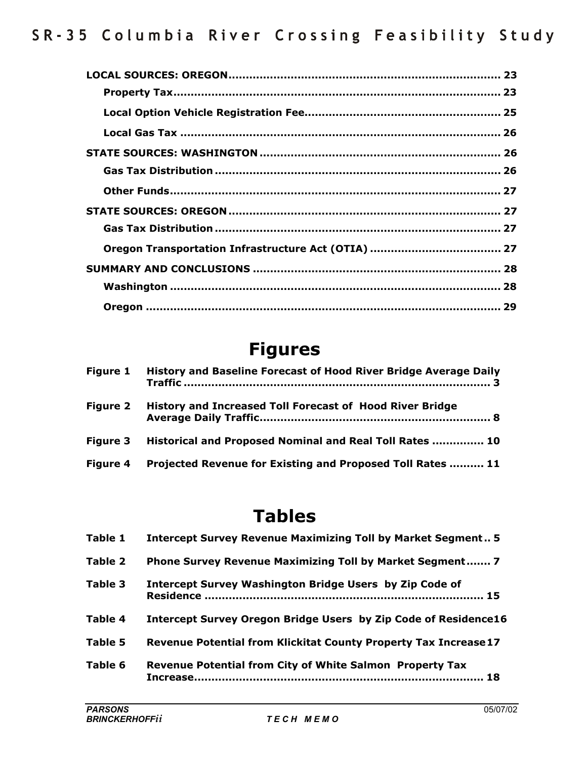**LOCAL SOURCES: OREGON** .............................................................................. 23

**Property Tax** .............................................................................................. 23

**Local Option Vehicle Registration Fee** ........................................................ 25

**Local Gas Tax** ............................................................................................ 26

**STATE SOURCES: WASHINGTON** ..................................................................... 26

**Gas Tax Distribution** .................................................................................. 26

**Other Funds** ............................................................................................... 27

**STATE SOURCES: OREGON** .............................................................................. 27

**Gas Tax Distribution** .................................................................................. 27

**Oregon Transportation Infrastructure Act (OTIA)** ..................................... 27

**SUMMARY AND CONCLUSIONS** ....................................................................... 28

**Washington** ............................................................................................... 28

**Oregon** ...................................................................................................... 29

# Figures

**Figure 1** History and Baseline Forecast of Hood River Bridge Average Daily Traffic ........................................................................................ 3

**Figure 2** History and Increased Toll Forecast of Hood River Bridge Average Daily Traffic.................................................................. 8

**Figure 3** Historical and Proposed Nominal and Real Toll Rates .............. 10

**Figure 4** Projected Revenue for Existing and Proposed Toll Rates .......... 11

# Tables

**Table 1** Intercept Survey Revenue Maximizing Toll by Market Segment.. 5

**Table 2** Phone Survey Revenue Maximizing Toll by Market Segment....... 7

**Table 3** Intercept Survey Washington Bridge Users by Zip Code of Residence ............................................................................... 15

**Table 4** Intercept Survey Oregon Bridge Users by Zip Code of Residence16

**Table 5** Revenue Potential from Klickitat County Property Tax Increase17

**Table 6** Revenue Potential from City of White Salmon Property Tax Increase.................................................................................. 18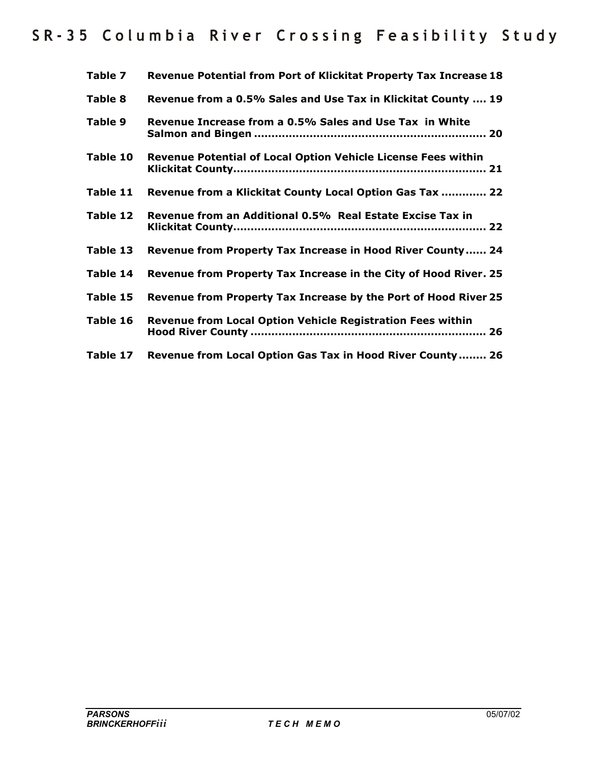**Table 7** **Revenue Potential from Port of Klickitat Property Tax Increase 18**

**Table 8** **Revenue from a 0.5% Sales and Use Tax in Klickitat County .... 19**

**Table 9** **Revenue Increase from a 0.5% Sales and Use Tax in White Salmon and Bingen ................................................................ 20**

**Table 10** **Revenue Potential of Local Option Vehicle License Fees within Klickitat County........................................................................ 21**

**Table 11** **Revenue from a Klickitat County Local Option Gas Tax ............ 22**

**Table 12** **Revenue from an Additional 0.5% Real Estate Excise Tax in Klickitat County........................................................................ 22**

**Table 13** **Revenue from Property Tax Increase in Hood River County...... 24**

**Table 14** **Revenue from Property Tax Increase in the City of Hood River. 25**

**Table 15** **Revenue from Property Tax Increase by the Port of Hood River 25**

**Table 16** **Revenue from Local Option Vehicle Registration Fees within Hood River County .................................................................. 26**

**Table 17** **Revenue from Local Option Gas Tax in Hood River County........ 26**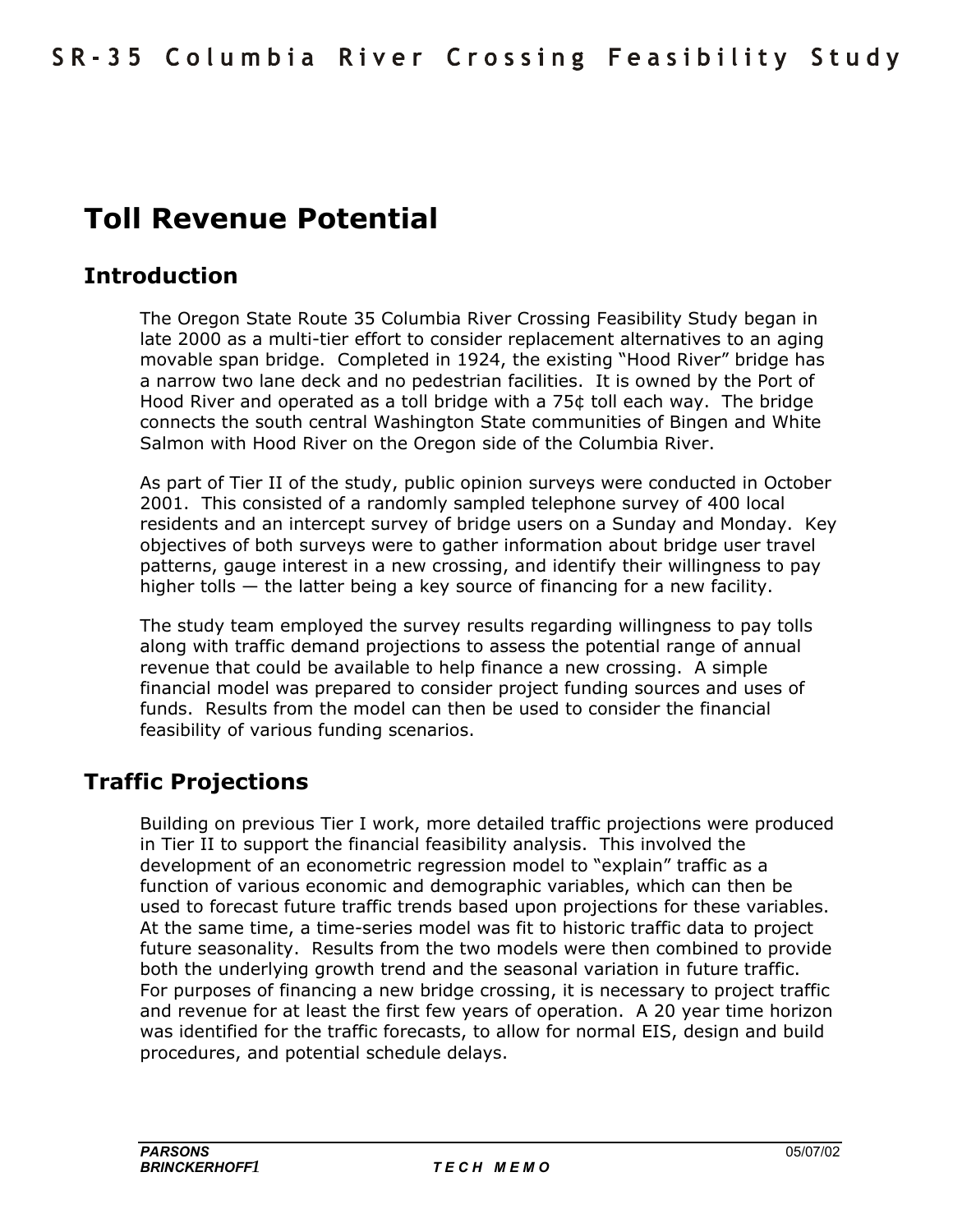# Toll Revenue Potential

## Introduction

The Oregon State Route 35 Columbia River Crossing Feasibility Study began in late 2000 as a multi-tier effort to consider replacement alternatives to an aging movable span bridge. Completed in 1924, the existing "Hood River" bridge has a narrow two lane deck and no pedestrian facilities. It is owned by the Port of Hood River and operated as a toll bridge with a 75¢ toll each way. The bridge connects the south central Washington State communities of Bingen and White Salmon with Hood River on the Oregon side of the Columbia River.

As part of Tier II of the study, public opinion surveys were conducted in October 2001. This consisted of a randomly sampled telephone survey of 400 local residents and an intercept survey of bridge users on a Sunday and Monday. Key objectives of both surveys were to gather information about bridge user travel patterns, gauge interest in a new crossing, and identify their willingness to pay higher tolls — the latter being a key source of financing for a new facility.

The study team employed the survey results regarding willingness to pay tolls along with traffic demand projections to assess the potential range of annual revenue that could be available to help finance a new crossing. A simple financial model was prepared to consider project funding sources and uses of funds. Results from the model can then be used to consider the financial feasibility of various funding scenarios.

## Traffic Projections

Building on previous Tier I work, more detailed traffic projections were produced in Tier II to support the financial feasibility analysis. This involved the development of an econometric regression model to "explain" traffic as a function of various economic and demographic variables, which can then be used to forecast future traffic trends based upon projections for these variables. At the same time, a time-series model was fit to historic traffic data to project future seasonality. Results from the two models were then combined to provide both the underlying growth trend and the seasonal variation in future traffic. For purposes of financing a new bridge crossing, it is necessary to project traffic and revenue for at least the first few years of operation. A 20 year time horizon was identified for the traffic forecasts, to allow for normal EIS, design and build procedures, and potential schedule delays.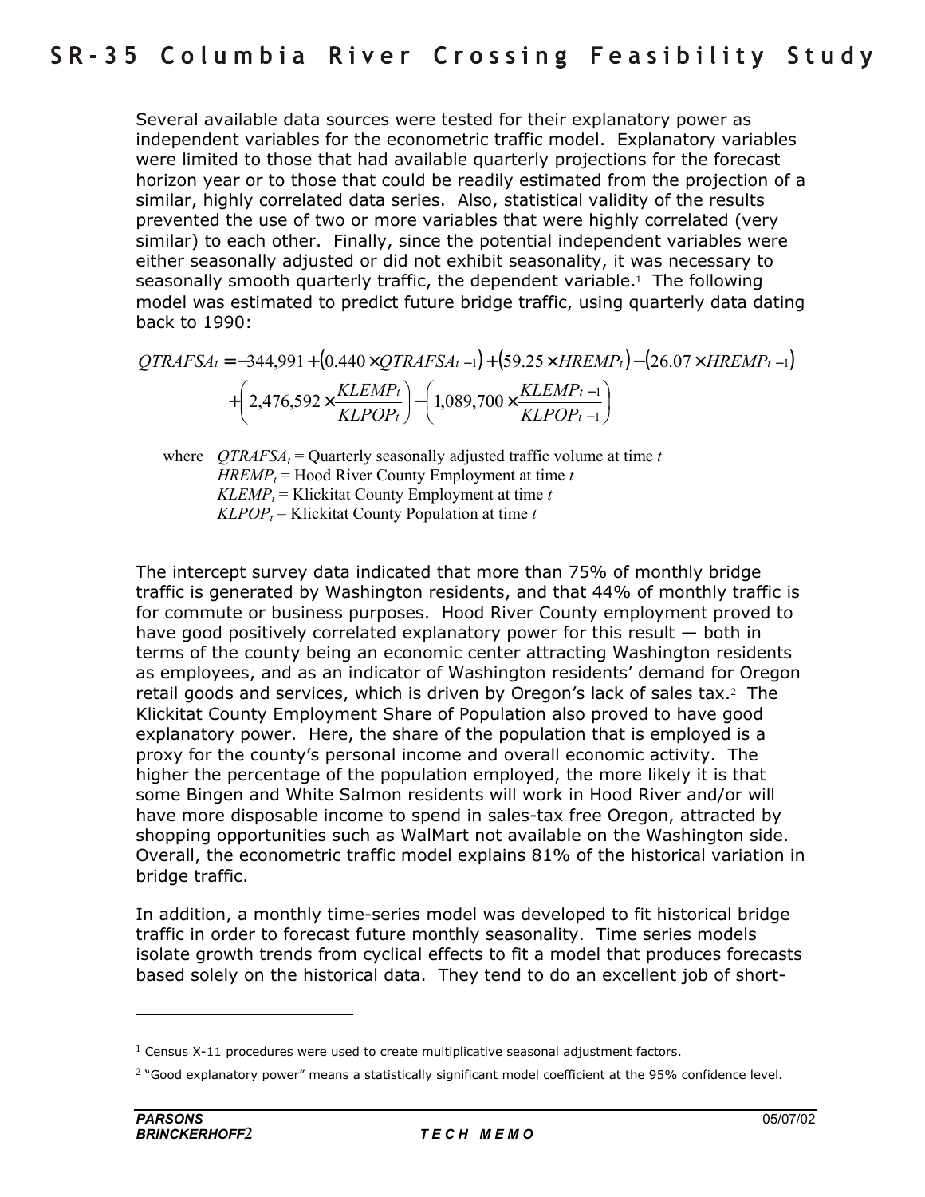Several available data sources were tested for their explanatory power as independent variables for the econometric traffic model. Explanatory variables were limited to those that had available quarterly projections for the forecast horizon year or to those that could be readily estimated from the projection of a similar, highly correlated data series. Also, statistical validity of the results prevented the use of two or more variables that were highly correlated (very similar) to each other. Finally, since the potential independent variables were either seasonally adjusted or did not exhibit seasonality, it was necessary to seasonally smooth quarterly traffic, the dependent variable.[1] The following model was estimated to predict future bridge traffic, using quarterly data dating back to 1990:

$$QTRAFSA_t = -344{,}991 + (0.440 \times QTRAFSA_{t-1}) + (59.25 \times HREMP_t) - (26.07 \times HREMP_{t-1})$$
$$+ \left(2{,}476{,}592 \times \frac{KLEMP_t}{KLPOP_t}\right) - \left(1{,}089{,}700 \times \frac{KLEMP_{t-1}}{KLPOP_{t-1}}\right)$$

where $QTRAFSA_t$ = Quarterly seasonally adjusted traffic volume at time $t$
$HREMP_t$ = Hood River County Employment at time $t$
$KLEMP_t$ = Klickitat County Employment at time $t$
$KLPOP_t$ = Klickitat County Population at time $t$

The intercept survey data indicated that more than 75% of monthly bridge traffic is generated by Washington residents, and that 44% of monthly traffic is for commute or business purposes. Hood River County employment proved to have good positively correlated explanatory power for this result — both in terms of the county being an economic center attracting Washington residents as employees, and as an indicator of Washington residents' demand for Oregon retail goods and services, which is driven by Oregon's lack of sales tax.[2] The Klickitat County Employment Share of Population also proved to have good explanatory power. Here, the share of the population that is employed is a proxy for the county's personal income and overall economic activity. The higher the percentage of the population employed, the more likely it is that some Bingen and White Salmon residents will work in Hood River and/or will have more disposable income to spend in sales-tax free Oregon, attracted by shopping opportunities such as WalMart not available on the Washington side. Overall, the econometric traffic model explains 81% of the historical variation in bridge traffic.

In addition, a monthly time-series model was developed to fit historical bridge traffic in order to forecast future monthly seasonality. Time series models isolate growth trends from cyclical effects to fit a model that produces forecasts based solely on the historical data. They tend to do an excellent job of short-

---

[1] Census X-11 procedures were used to create multiplicative seasonal adjustment factors.

[2] "Good explanatory power" means a statistically significant model coefficient at the 95% confidence level.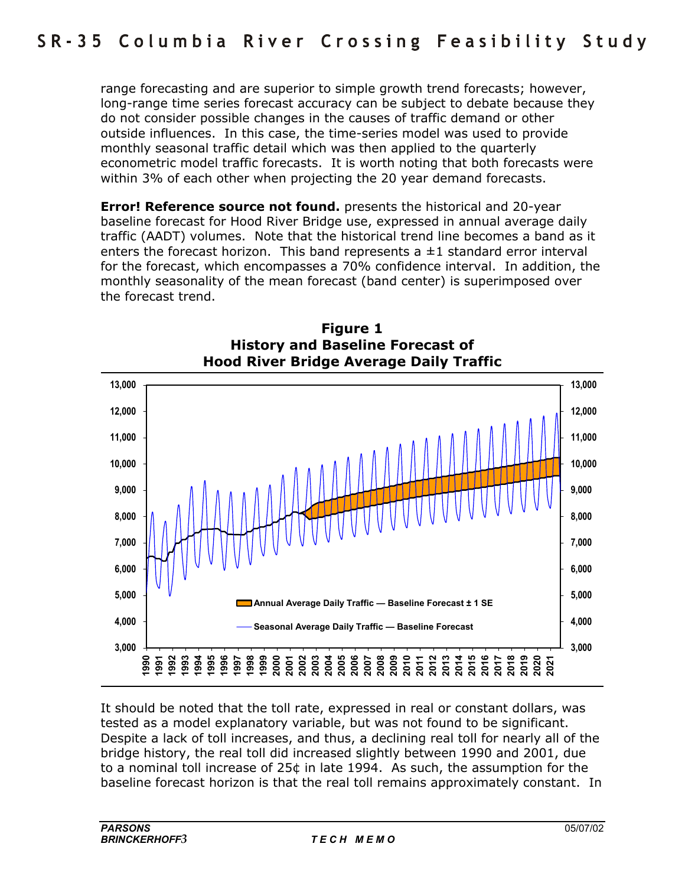range forecasting and are superior to simple growth trend forecasts; however, long-range time series forecast accuracy can be subject to debate because they do not consider possible changes in the causes of traffic demand or other outside influences. In this case, the time-series model was used to provide monthly seasonal traffic detail which was then applied to the quarterly econometric model traffic forecasts. It is worth noting that both forecasts were within 3% of each other when projecting the 20 year demand forecasts.

**Error! Reference source not found.** presents the historical and 20-year baseline forecast for Hood River Bridge use, expressed in annual average daily traffic (AADT) volumes. Note that the historical trend line becomes a band as it enters the forecast horizon. This band represents a ±1 standard error interval for the forecast, which encompasses a 70% confidence interval. In addition, the monthly seasonality of the mean forecast (band center) is superimposed over the forecast trend.

**Figure 1**
**History and Baseline Forecast of**
**Hood River Bridge Average Daily Traffic**

It should be noted that the toll rate, expressed in real or constant dollars, was tested as a model explanatory variable, but was not found to be significant. Despite a lack of toll increases, and thus, a declining real toll for nearly all of the bridge history, the real toll did increased slightly between 1990 and 2001, due to a nominal toll increase of 25¢ in late 1994. As such, the assumption for the baseline forecast horizon is that the real toll remains approximately constant. In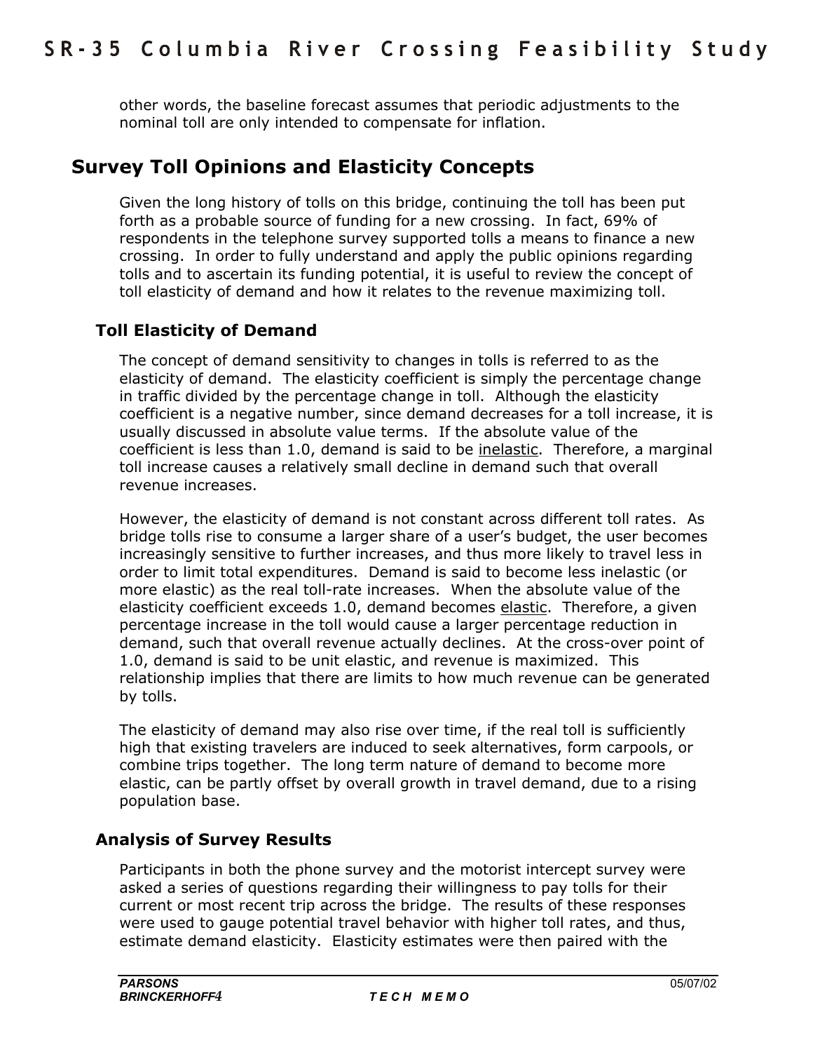other words, the baseline forecast assumes that periodic adjustments to the nominal toll are only intended to compensate for inflation.

## Survey Toll Opinions and Elasticity Concepts

Given the long history of tolls on this bridge, continuing the toll has been put forth as a probable source of funding for a new crossing. In fact, 69% of respondents in the telephone survey supported tolls a means to finance a new crossing. In order to fully understand and apply the public opinions regarding tolls and to ascertain its funding potential, it is useful to review the concept of toll elasticity of demand and how it relates to the revenue maximizing toll.

### Toll Elasticity of Demand

The concept of demand sensitivity to changes in tolls is referred to as the elasticity of demand. The elasticity coefficient is simply the percentage change in traffic divided by the percentage change in toll. Although the elasticity coefficient is a negative number, since demand decreases for a toll increase, it is usually discussed in absolute value terms. If the absolute value of the coefficient is less than 1.0, demand is said to be <u>inelastic</u>. Therefore, a marginal toll increase causes a relatively small decline in demand such that overall revenue increases.

However, the elasticity of demand is not constant across different toll rates. As bridge tolls rise to consume a larger share of a user's budget, the user becomes increasingly sensitive to further increases, and thus more likely to travel less in order to limit total expenditures. Demand is said to become less inelastic (or more elastic) as the real toll-rate increases. When the absolute value of the elasticity coefficient exceeds 1.0, demand becomes <u>elastic</u>. Therefore, a given percentage increase in the toll would cause a larger percentage reduction in demand, such that overall revenue actually declines. At the cross-over point of 1.0, demand is said to be unit elastic, and revenue is maximized. This relationship implies that there are limits to how much revenue can be generated by tolls.

The elasticity of demand may also rise over time, if the real toll is sufficiently high that existing travelers are induced to seek alternatives, form carpools, or combine trips together. The long term nature of demand to become more elastic, can be partly offset by overall growth in travel demand, due to a rising population base.

### Analysis of Survey Results

Participants in both the phone survey and the motorist intercept survey were asked a series of questions regarding their willingness to pay tolls for their current or most recent trip across the bridge. The results of these responses were used to gauge potential travel behavior with higher toll rates, and thus, estimate demand elasticity. Elasticity estimates were then paired with the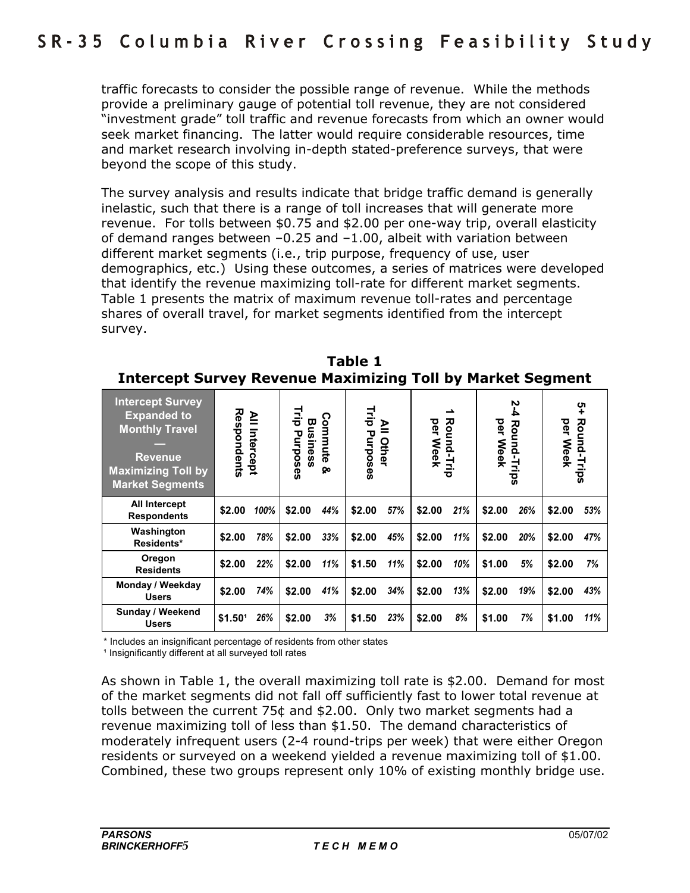traffic forecasts to consider the possible range of revenue. While the methods provide a preliminary gauge of potential toll revenue, they are not considered "investment grade" toll traffic and revenue forecasts from which an owner would seek market financing. The latter would require considerable resources, time and market research involving in-depth stated-preference surveys, that were beyond the scope of this study.

The survey analysis and results indicate that bridge traffic demand is generally inelastic, such that there is a range of toll increases that will generate more revenue. For tolls between $0.75 and $2.00 per one-way trip, overall elasticity of demand ranges between –0.25 and –1.00, albeit with variation between different market segments (i.e., trip purpose, frequency of use, user demographics, etc.) Using these outcomes, a series of matrices were developed that identify the revenue maximizing toll-rate for different market segments. Table 1 presents the matrix of maximum revenue toll-rates and percentage shares of overall travel, for market segments identified from the intercept survey.

**Table 1**
**Intercept Survey Revenue Maximizing Toll by Market Segment**

| Intercept Survey Expanded to Monthly Travel — Revenue Maximizing Toll by Market Segments | All Intercept Respondents | | Commute & Business Trip Purposes | | All Other Trip Purposes | | 1 Round-Trip per Week | | 2-4 Round-Trips per Week | | 5+ Round-Trips per Week | |
|---|---|---|---|---|---|---|---|---|---|---|---|---|
| All Intercept Respondents | $2.00 | *100%* | $2.00 | *44%* | $2.00 | *57%* | $2.00 | *21%* | $2.00 | *26%* | $2.00 | *53%* |
| Washington Residents* | $2.00 | *78%* | $2.00 | *33%* | $2.00 | *45%* | $2.00 | *11%* | $2.00 | *20%* | $2.00 | *47%* |
| Oregon Residents | $2.00 | *22%* | $2.00 | *11%* | $1.50 | *11%* | $2.00 | *10%* | $1.00 | *5%* | $2.00 | *7%* |
| Monday / Weekday Users | $2.00 | *74%* | $2.00 | *41%* | $2.00 | *34%* | $2.00 | *13%* | $2.00 | *19%* | $2.00 | *43%* |
| Sunday / Weekend Users | $1.50[1] | *26%* | $2.00 | *3%* | $1.50 | *23%* | $2.00 | *8%* | $1.00 | *7%* | $1.00 | *11%* |

\* Includes an insignificant percentage of residents from other states

[1] Insignificantly different at all surveyed toll rates

As shown in Table 1, the overall maximizing toll rate is $2.00. Demand for most of the market segments did not fall off sufficiently fast to lower total revenue at tolls between the current 75¢ and $2.00. Only two market segments had a revenue maximizing toll of less than $1.50. The demand characteristics of moderately infrequent users (2-4 round-trips per week) that were either Oregon residents or surveyed on a weekend yielded a revenue maximizing toll of $1.00. Combined, these two groups represent only 10% of existing monthly bridge use.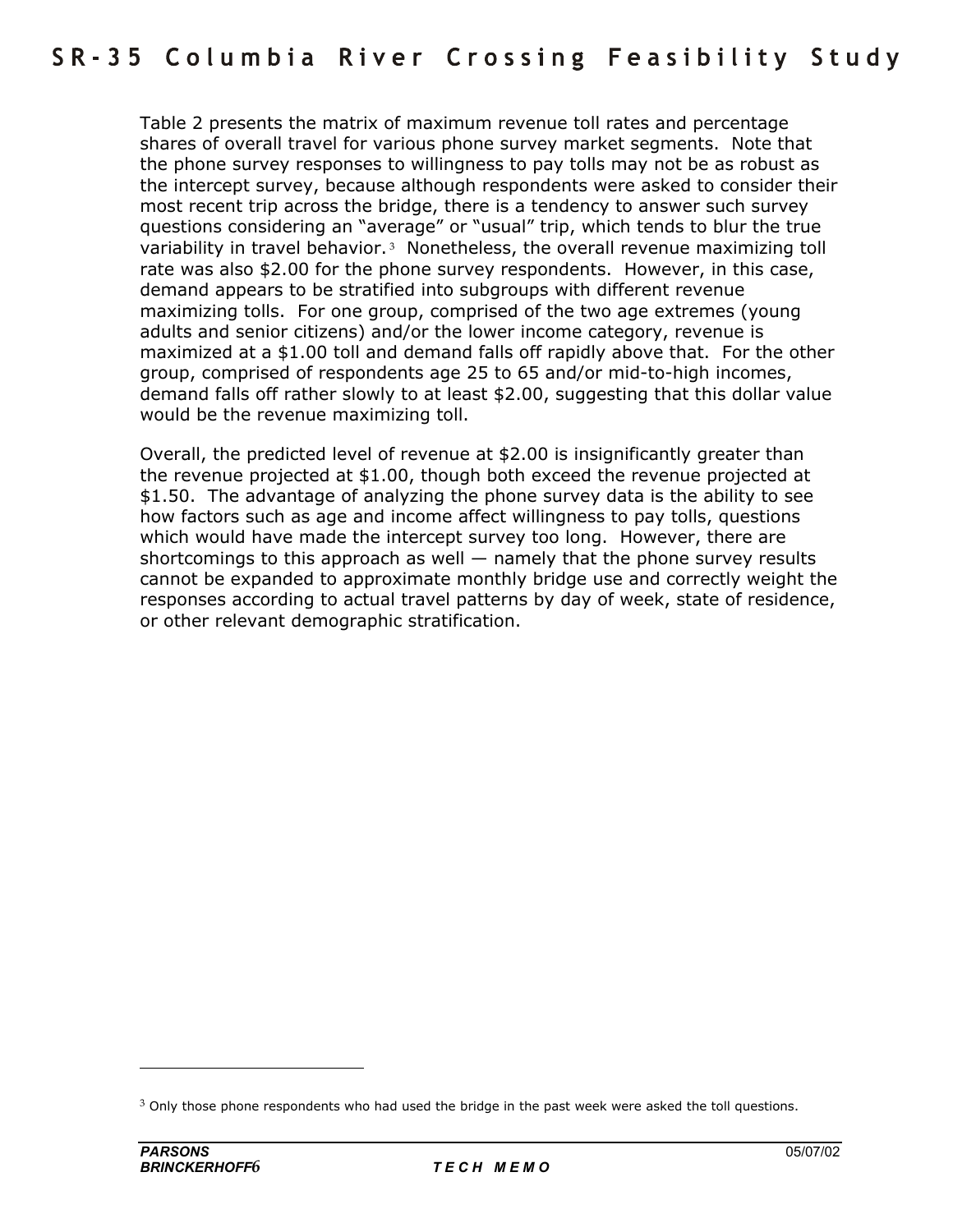Table 2 presents the matrix of maximum revenue toll rates and percentage shares of overall travel for various phone survey market segments. Note that the phone survey responses to willingness to pay tolls may not be as robust as the intercept survey, because although respondents were asked to consider their most recent trip across the bridge, there is a tendency to answer such survey questions considering an "average" or "usual" trip, which tends to blur the true variability in travel behavior.[3] Nonetheless, the overall revenue maximizing toll rate was also $2.00 for the phone survey respondents. However, in this case, demand appears to be stratified into subgroups with different revenue maximizing tolls. For one group, comprised of the two age extremes (young adults and senior citizens) and/or the lower income category, revenue is maximized at a $1.00 toll and demand falls off rapidly above that. For the other group, comprised of respondents age 25 to 65 and/or mid-to-high incomes, demand falls off rather slowly to at least $2.00, suggesting that this dollar value would be the revenue maximizing toll.

Overall, the predicted level of revenue at $2.00 is insignificantly greater than the revenue projected at $1.00, though both exceed the revenue projected at $1.50. The advantage of analyzing the phone survey data is the ability to see how factors such as age and income affect willingness to pay tolls, questions which would have made the intercept survey too long. However, there are shortcomings to this approach as well — namely that the phone survey results cannot be expanded to approximate monthly bridge use and correctly weight the responses according to actual travel patterns by day of week, state of residence, or other relevant demographic stratification.

---

[3] Only those phone respondents who had used the bridge in the past week were asked the toll questions.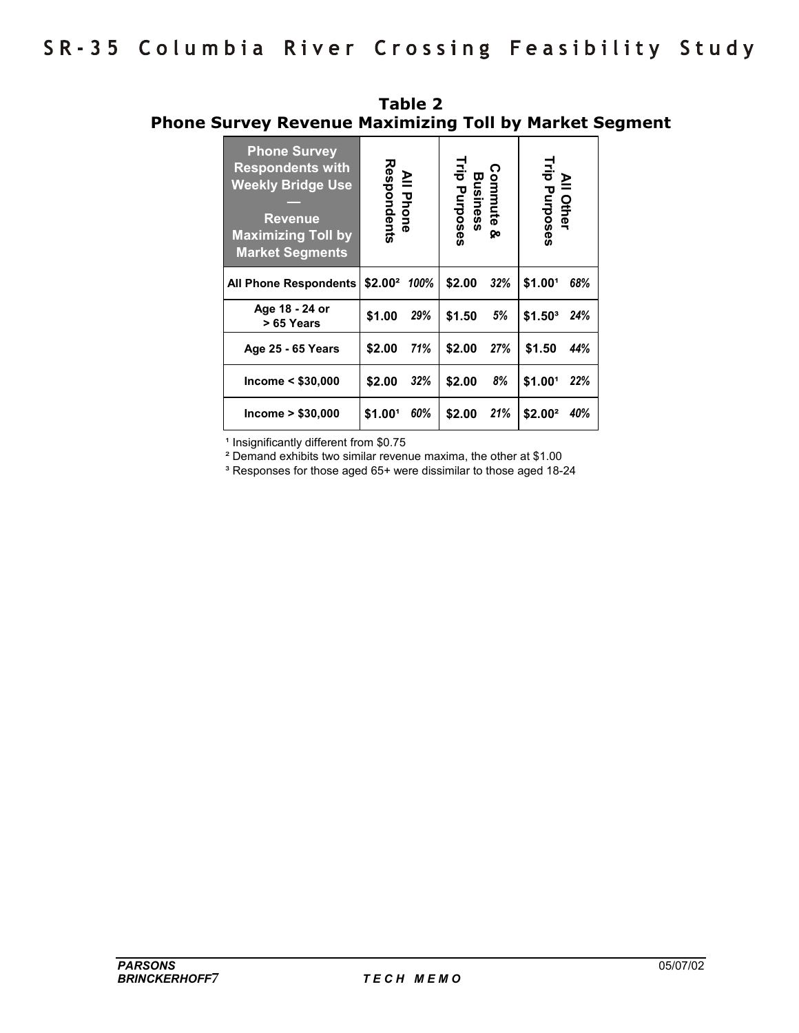**Table 2**
**Phone Survey Revenue Maximizing Toll by Market Segment**

| Phone Survey Respondents with Weekly Bridge Use — Revenue Maximizing Toll by Market Segments | All Phone Respondents | | Commute & Business Trip Purposes | | All Other Trip Purposes | |
|---|---|---|---|---|---|---|
| **All Phone Respondents** | **$2.00[2]** | *100%* | **$2.00** | *32%* | **$1.00[1]** | *68%* |
| **Age 18 - 24 or > 65 Years** | **$1.00** | *29%* | **$1.50** | *5%* | **$1.50[3]** | *24%* |
| **Age 25 - 65 Years** | **$2.00** | *71%* | **$2.00** | *27%* | **$1.50** | *44%* |
| **Income < $30,000** | **$2.00** | *32%* | **$2.00** | *8%* | **$1.00[1]** | *22%* |
| **Income > $30,000** | **$1.00[1]** | *60%* | **$2.00** | *21%* | **$2.00[2]** | *40%* |

[1] Insignificantly different from $0.75

[2] Demand exhibits two similar revenue maxima, the other at $1.00

[3] Responses for those aged 65+ were dissimilar to those aged 18-24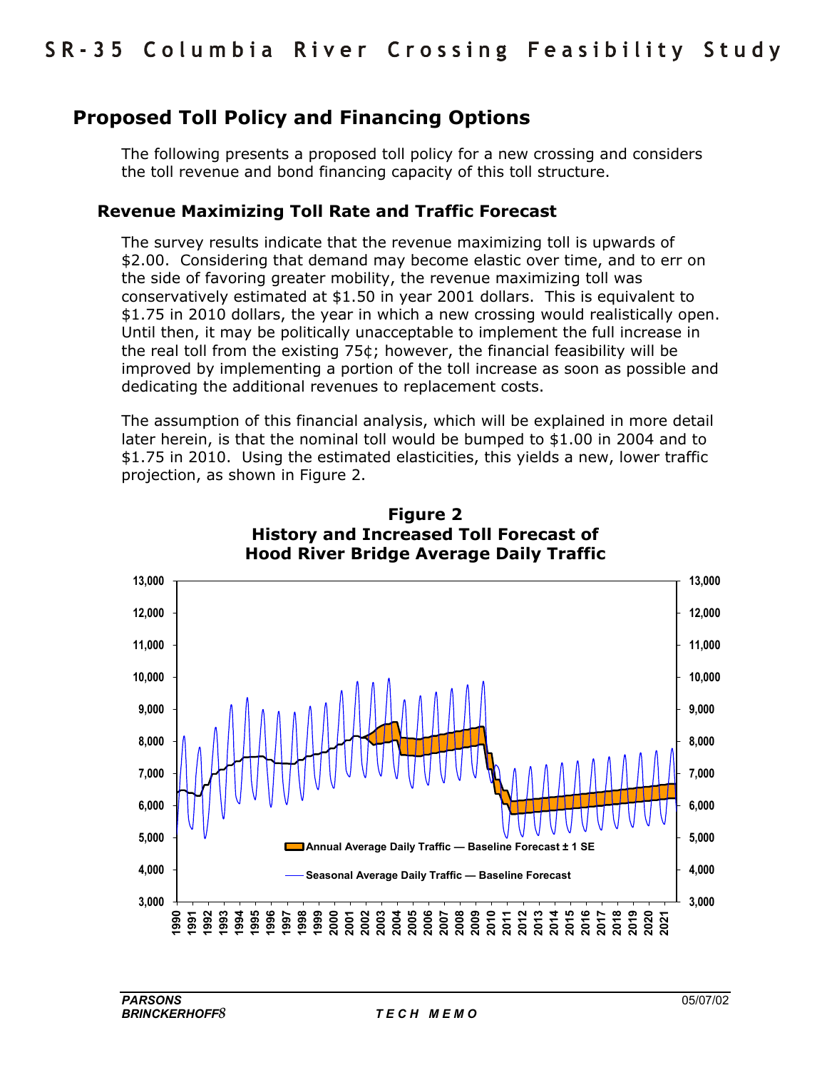## Proposed Toll Policy and Financing Options

The following presents a proposed toll policy for a new crossing and considers the toll revenue and bond financing capacity of this toll structure.

### Revenue Maximizing Toll Rate and Traffic Forecast

The survey results indicate that the revenue maximizing toll is upwards of $2.00. Considering that demand may become elastic over time, and to err on the side of favoring greater mobility, the revenue maximizing toll was conservatively estimated at $1.50 in year 2001 dollars. This is equivalent to $1.75 in 2010 dollars, the year in which a new crossing would realistically open. Until then, it may be politically unacceptable to implement the full increase in the real toll from the existing 75¢; however, the financial feasibility will be improved by implementing a portion of the toll increase as soon as possible and dedicating the additional revenues to replacement costs.

The assumption of this financial analysis, which will be explained in more detail later herein, is that the nominal toll would be bumped to $1.00 in 2004 and to $1.75 in 2010. Using the estimated elasticities, this yields a new, lower traffic projection, as shown in Figure 2.

**Figure 2**
**History and Increased Toll Forecast of Hood River Bridge Average Daily Traffic**

Annual Average Daily Traffic — Baseline Forecast ± 1 SE

Seasonal Average Daily Traffic — Baseline Forecast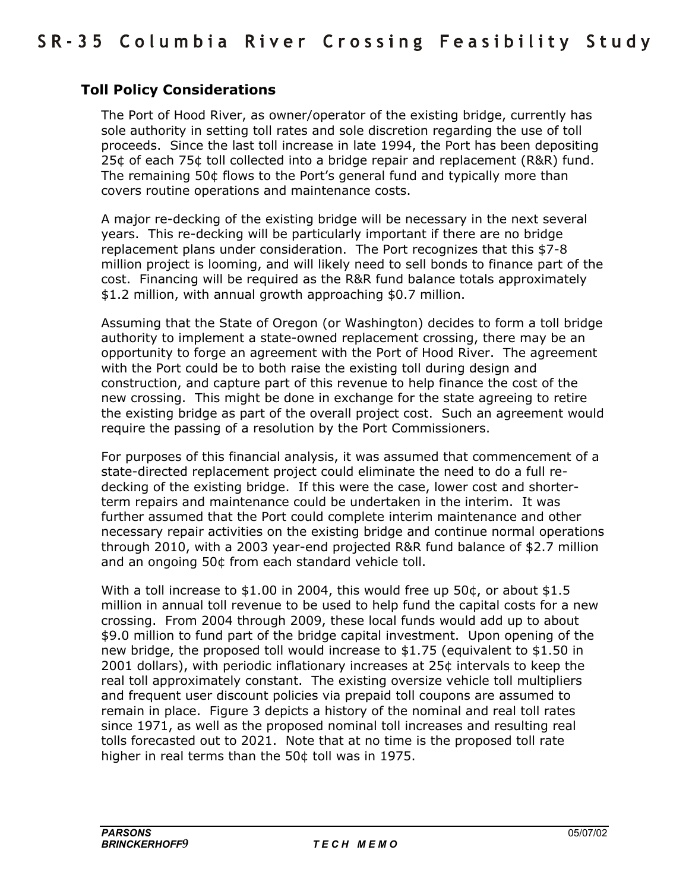## Toll Policy Considerations

The Port of Hood River, as owner/operator of the existing bridge, currently has sole authority in setting toll rates and sole discretion regarding the use of toll proceeds. Since the last toll increase in late 1994, the Port has been depositing 25¢ of each 75¢ toll collected into a bridge repair and replacement (R&R) fund. The remaining 50¢ flows to the Port's general fund and typically more than covers routine operations and maintenance costs.

A major re-decking of the existing bridge will be necessary in the next several years. This re-decking will be particularly important if there are no bridge replacement plans under consideration. The Port recognizes that this $7-8 million project is looming, and will likely need to sell bonds to finance part of the cost. Financing will be required as the R&R fund balance totals approximately $1.2 million, with annual growth approaching $0.7 million.

Assuming that the State of Oregon (or Washington) decides to form a toll bridge authority to implement a state-owned replacement crossing, there may be an opportunity to forge an agreement with the Port of Hood River. The agreement with the Port could be to both raise the existing toll during design and construction, and capture part of this revenue to help finance the cost of the new crossing. This might be done in exchange for the state agreeing to retire the existing bridge as part of the overall project cost. Such an agreement would require the passing of a resolution by the Port Commissioners.

For purposes of this financial analysis, it was assumed that commencement of a state-directed replacement project could eliminate the need to do a full re-decking of the existing bridge. If this were the case, lower cost and shorter-term repairs and maintenance could be undertaken in the interim. It was further assumed that the Port could complete interim maintenance and other necessary repair activities on the existing bridge and continue normal operations through 2010, with a 2003 year-end projected R&R fund balance of $2.7 million and an ongoing 50¢ from each standard vehicle toll.

With a toll increase to $1.00 in 2004, this would free up 50¢, or about $1.5 million in annual toll revenue to be used to help fund the capital costs for a new crossing. From 2004 through 2009, these local funds would add up to about $9.0 million to fund part of the bridge capital investment. Upon opening of the new bridge, the proposed toll would increase to $1.75 (equivalent to $1.50 in 2001 dollars), with periodic inflationary increases at 25¢ intervals to keep the real toll approximately constant. The existing oversize vehicle toll multipliers and frequent user discount policies via prepaid toll coupons are assumed to remain in place. Figure 3 depicts a history of the nominal and real toll rates since 1971, as well as the proposed nominal toll increases and resulting real tolls forecasted out to 2021. Note that at no time is the proposed toll rate higher in real terms than the 50¢ toll was in 1975.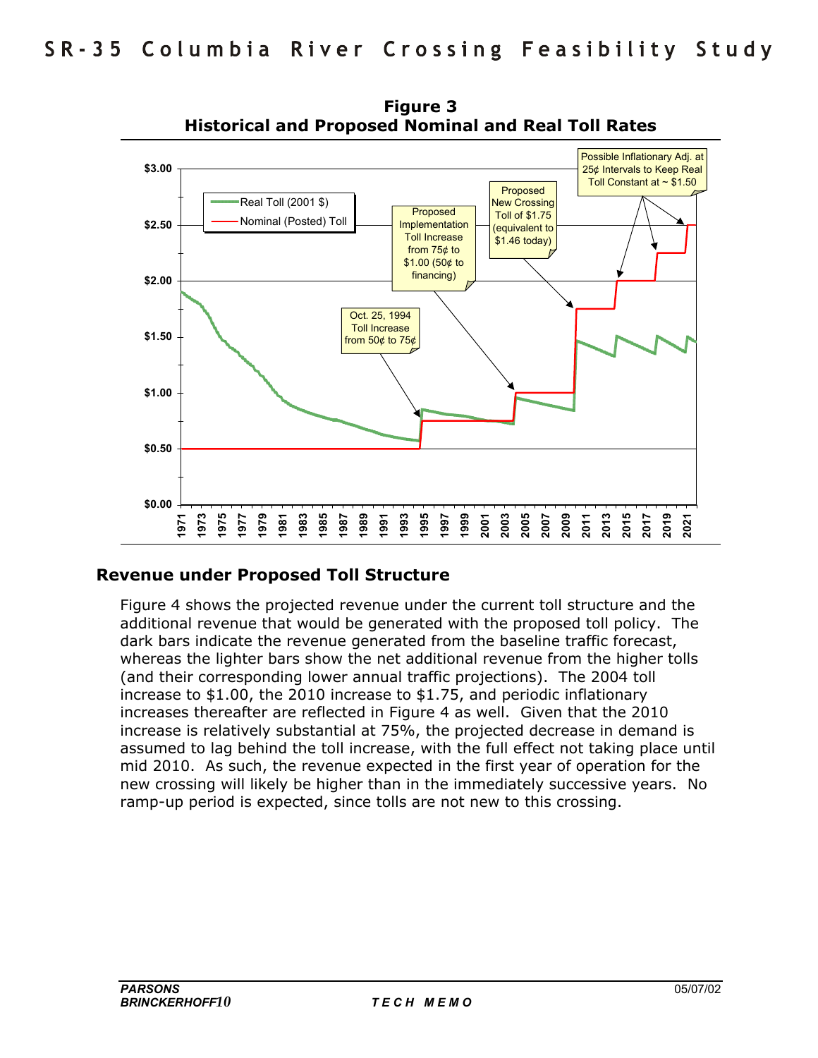**Figure 3**
**Historical and Proposed Nominal and Real Toll Rates**

## Revenue under Proposed Toll Structure

Figure 4 shows the projected revenue under the current toll structure and the additional revenue that would be generated with the proposed toll policy. The dark bars indicate the revenue generated from the baseline traffic forecast, whereas the lighter bars show the net additional revenue from the higher tolls (and their corresponding lower annual traffic projections). The 2004 toll increase to $1.00, the 2010 increase to $1.75, and periodic inflationary increases thereafter are reflected in Figure 4 as well. Given that the 2010 increase is relatively substantial at 75%, the projected decrease in demand is assumed to lag behind the toll increase, with the full effect not taking place until mid 2010. As such, the revenue expected in the first year of operation for the new crossing will likely be higher than in the immediately successive years. No ramp-up period is expected, since tolls are not new to this crossing.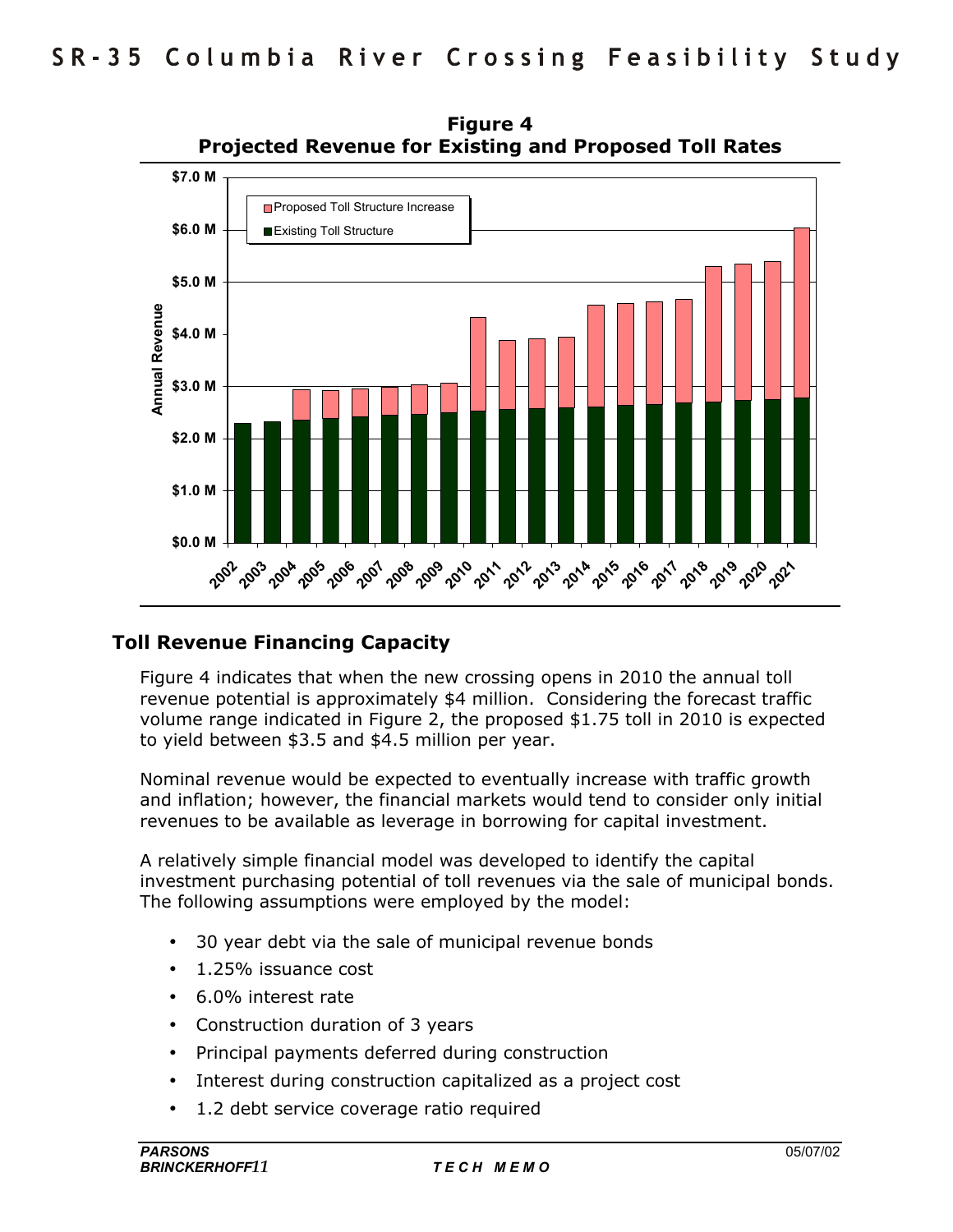**Figure 4**
**Projected Revenue for Existing and Proposed Toll Rates**

## Toll Revenue Financing Capacity

Figure 4 indicates that when the new crossing opens in 2010 the annual toll revenue potential is approximately $4 million. Considering the forecast traffic volume range indicated in Figure 2, the proposed $1.75 toll in 2010 is expected to yield between $3.5 and $4.5 million per year.

Nominal revenue would be expected to eventually increase with traffic growth and inflation; however, the financial markets would tend to consider only initial revenues to be available as leverage in borrowing for capital investment.

A relatively simple financial model was developed to identify the capital investment purchasing potential of toll revenues via the sale of municipal bonds. The following assumptions were employed by the model:

- 30 year debt via the sale of municipal revenue bonds
- 1.25% issuance cost
- 6.0% interest rate
- Construction duration of 3 years
- Principal payments deferred during construction
- Interest during construction capitalized as a project cost
- 1.2 debt service coverage ratio required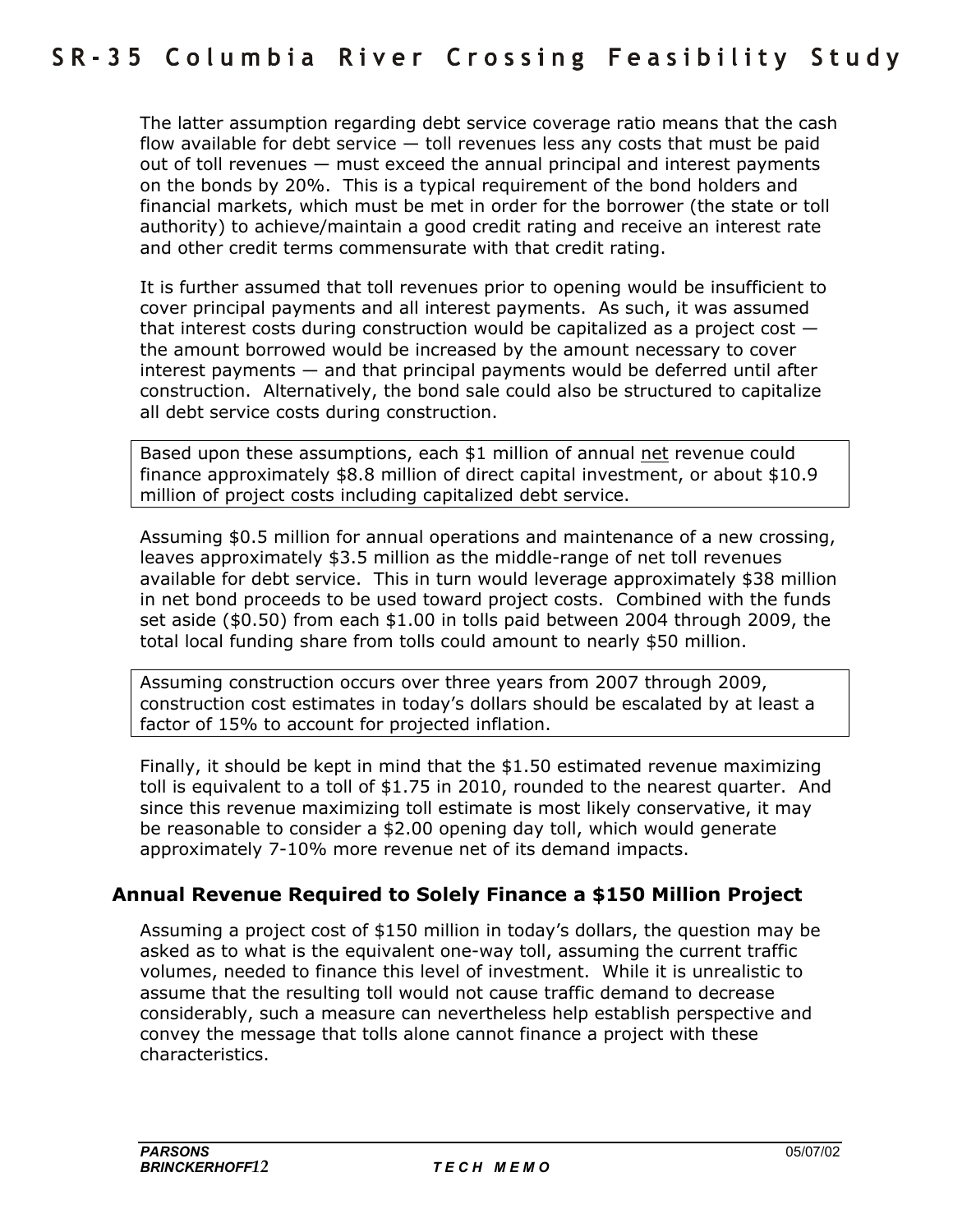The latter assumption regarding debt service coverage ratio means that the cash flow available for debt service — toll revenues less any costs that must be paid out of toll revenues — must exceed the annual principal and interest payments on the bonds by 20%. This is a typical requirement of the bond holders and financial markets, which must be met in order for the borrower (the state or toll authority) to achieve/maintain a good credit rating and receive an interest rate and other credit terms commensurate with that credit rating.

It is further assumed that toll revenues prior to opening would be insufficient to cover principal payments and all interest payments. As such, it was assumed that interest costs during construction would be capitalized as a project cost — the amount borrowed would be increased by the amount necessary to cover interest payments — and that principal payments would be deferred until after construction. Alternatively, the bond sale could also be structured to capitalize all debt service costs during construction.

> Based upon these assumptions, each $1 million of annual net revenue could finance approximately $8.8 million of direct capital investment, or about $10.9 million of project costs including capitalized debt service.

Assuming $0.5 million for annual operations and maintenance of a new crossing, leaves approximately $3.5 million as the middle-range of net toll revenues available for debt service. This in turn would leverage approximately $38 million in net bond proceeds to be used toward project costs. Combined with the funds set aside ($0.50) from each $1.00 in tolls paid between 2004 through 2009, the total local funding share from tolls could amount to nearly $50 million.

> Assuming construction occurs over three years from 2007 through 2009, construction cost estimates in today's dollars should be escalated by at least a factor of 15% to account for projected inflation.

Finally, it should be kept in mind that the $1.50 estimated revenue maximizing toll is equivalent to a toll of $1.75 in 2010, rounded to the nearest quarter. And since this revenue maximizing toll estimate is most likely conservative, it may be reasonable to consider a $2.00 opening day toll, which would generate approximately 7-10% more revenue net of its demand impacts.

### Annual Revenue Required to Solely Finance a $150 Million Project

Assuming a project cost of $150 million in today's dollars, the question may be asked as to what is the equivalent one-way toll, assuming the current traffic volumes, needed to finance this level of investment. While it is unrealistic to assume that the resulting toll would not cause traffic demand to decrease considerably, such a measure can nevertheless help establish perspective and convey the message that tolls alone cannot finance a project with these characteristics.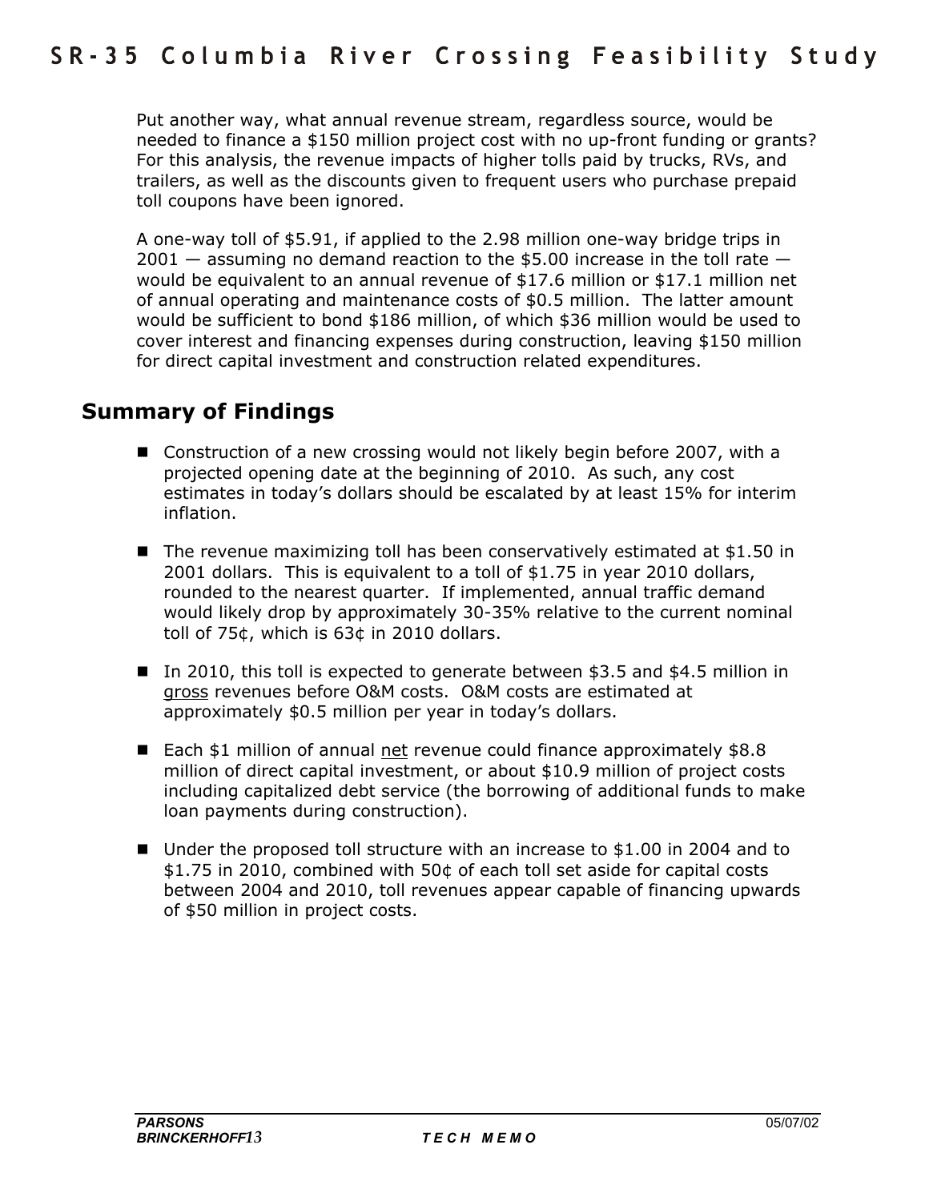Put another way, what annual revenue stream, regardless source, would be needed to finance a $150 million project cost with no up-front funding or grants? For this analysis, the revenue impacts of higher tolls paid by trucks, RVs, and trailers, as well as the discounts given to frequent users who purchase prepaid toll coupons have been ignored.

A one-way toll of $5.91, if applied to the 2.98 million one-way bridge trips in 2001 — assuming no demand reaction to the $5.00 increase in the toll rate — would be equivalent to an annual revenue of $17.6 million or $17.1 million net of annual operating and maintenance costs of $0.5 million. The latter amount would be sufficient to bond $186 million, of which $36 million would be used to cover interest and financing expenses during construction, leaving $150 million for direct capital investment and construction related expenditures.

## Summary of Findings

- Construction of a new crossing would not likely begin before 2007, with a projected opening date at the beginning of 2010. As such, any cost estimates in today's dollars should be escalated by at least 15% for interim inflation.
- The revenue maximizing toll has been conservatively estimated at $1.50 in 2001 dollars. This is equivalent to a toll of $1.75 in year 2010 dollars, rounded to the nearest quarter. If implemented, annual traffic demand would likely drop by approximately 30-35% relative to the current nominal toll of 75¢, which is 63¢ in 2010 dollars.
- In 2010, this toll is expected to generate between $3.5 and $4.5 million in gross revenues before O&M costs. O&M costs are estimated at approximately $0.5 million per year in today's dollars.
- Each $1 million of annual net revenue could finance approximately $8.8 million of direct capital investment, or about $10.9 million of project costs including capitalized debt service (the borrowing of additional funds to make loan payments during construction).
- Under the proposed toll structure with an increase to $1.00 in 2004 and to $1.75 in 2010, combined with 50¢ of each toll set aside for capital costs between 2004 and 2010, toll revenues appear capable of financing upwards of $50 million in project costs.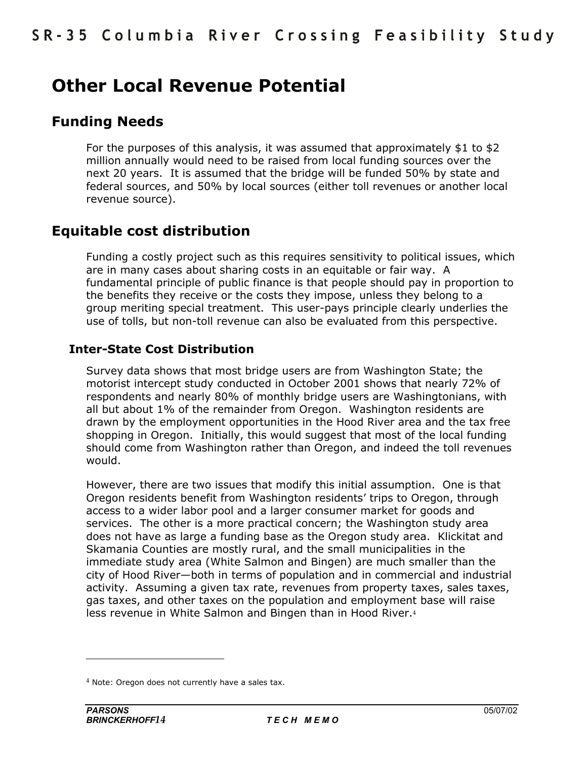# Other Local Revenue Potential

## Funding Needs

For the purposes of this analysis, it was assumed that approximately $1 to $2 million annually would need to be raised from local funding sources over the next 20 years. It is assumed that the bridge will be funded 50% by state and federal sources, and 50% by local sources (either toll revenues or another local revenue source).

## Equitable cost distribution

Funding a costly project such as this requires sensitivity to political issues, which are in many cases about sharing costs in an equitable or fair way. A fundamental principle of public finance is that people should pay in proportion to the benefits they receive or the costs they impose, unless they belong to a group meriting special treatment. This user-pays principle clearly underlies the use of tolls, but non-toll revenue can also be evaluated from this perspective.

### Inter-State Cost Distribution

Survey data shows that most bridge users are from Washington State; the motorist intercept study conducted in October 2001 shows that nearly 72% of respondents and nearly 80% of monthly bridge users are Washingtonians, with all but about 1% of the remainder from Oregon. Washington residents are drawn by the employment opportunities in the Hood River area and the tax free shopping in Oregon. Initially, this would suggest that most of the local funding should come from Washington rather than Oregon, and indeed the toll revenues would.

However, there are two issues that modify this initial assumption. One is that Oregon residents benefit from Washington residents' trips to Oregon, through access to a wider labor pool and a larger consumer market for goods and services. The other is a more practical concern; the Washington study area does not have as large a funding base as the Oregon study area. Klickitat and Skamania Counties are mostly rural, and the small municipalities in the immediate study area (White Salmon and Bingen) are much smaller than the city of Hood River—both in terms of population and in commercial and industrial activity. Assuming a given tax rate, revenues from property taxes, sales taxes, gas taxes, and other taxes on the population and employment base will raise less revenue in White Salmon and Bingen than in Hood River.[4]

---

[4] Note: Oregon does not currently have a sales tax.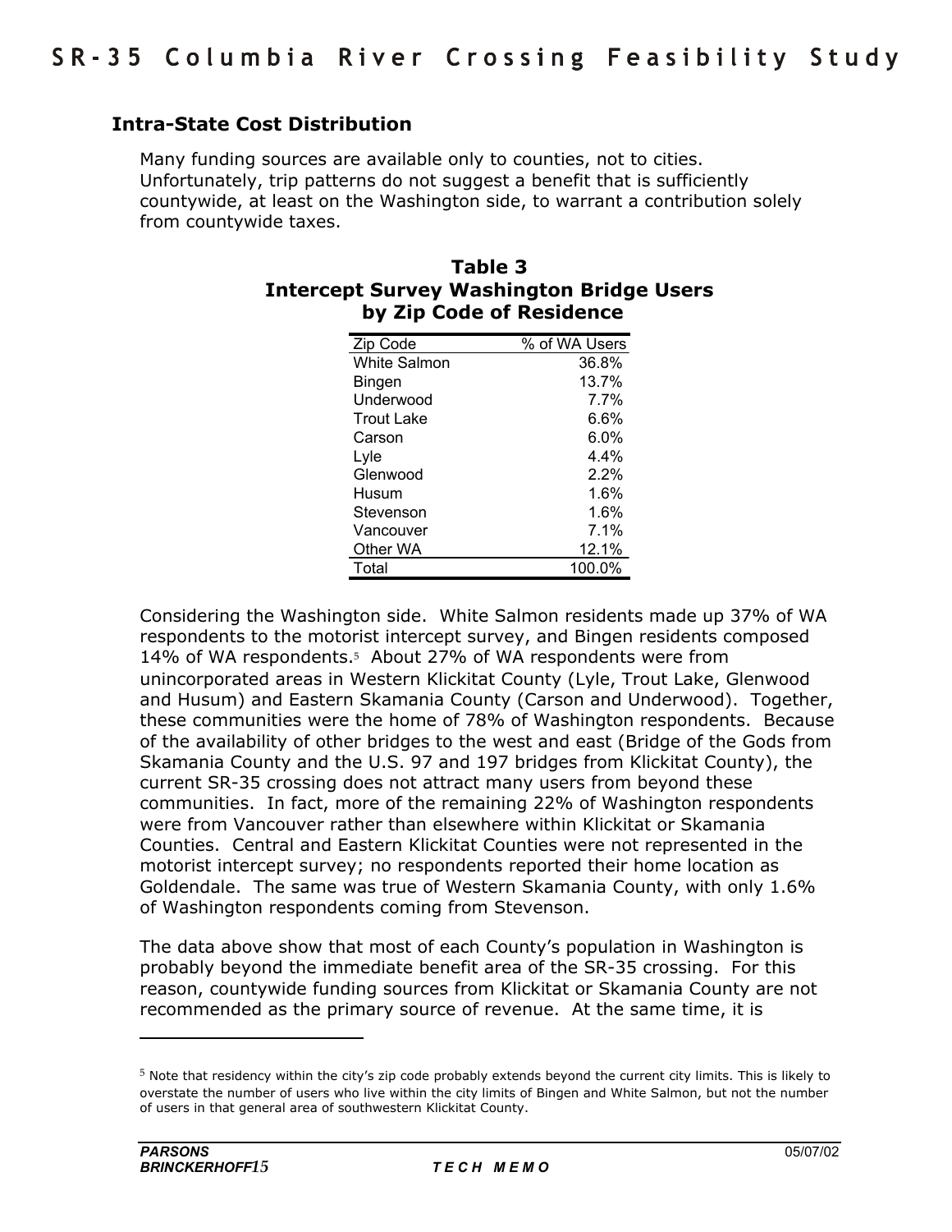## Intra-State Cost Distribution

Many funding sources are available only to counties, not to cities. Unfortunately, trip patterns do not suggest a benefit that is sufficiently countywide, at least on the Washington side, to warrant a contribution solely from countywide taxes.

**Table 3**
**Intercept Survey Washington Bridge Users by Zip Code of Residence**

| Zip Code | % of WA Users |
|---|---|
| White Salmon | 36.8% |
| Bingen | 13.7% |
| Underwood | 7.7% |
| Trout Lake | 6.6% |
| Carson | 6.0% |
| Lyle | 4.4% |
| Glenwood | 2.2% |
| Husum | 1.6% |
| Stevenson | 1.6% |
| Vancouver | 7.1% |
| Other WA | 12.1% |
| Total | 100.0% |

Considering the Washington side. White Salmon residents made up 37% of WA respondents to the motorist intercept survey, and Bingen residents composed 14% of WA respondents.[5] About 27% of WA respondents were from unincorporated areas in Western Klickitat County (Lyle, Trout Lake, Glenwood and Husum) and Eastern Skamania County (Carson and Underwood). Together, these communities were the home of 78% of Washington respondents. Because of the availability of other bridges to the west and east (Bridge of the Gods from Skamania County and the U.S. 97 and 197 bridges from Klickitat County), the current SR-35 crossing does not attract many users from beyond these communities. In fact, more of the remaining 22% of Washington respondents were from Vancouver rather than elsewhere within Klickitat or Skamania Counties. Central and Eastern Klickitat Counties were not represented in the motorist intercept survey; no respondents reported their home location as Goldendale. The same was true of Western Skamania County, with only 1.6% of Washington respondents coming from Stevenson.

The data above show that most of each County's population in Washington is probably beyond the immediate benefit area of the SR-35 crossing. For this reason, countywide funding sources from Klickitat or Skamania County are not recommended as the primary source of revenue. At the same time, it is

[5] Note that residency within the city's zip code probably extends beyond the current city limits. This is likely to overstate the number of users who live within the city limits of Bingen and White Salmon, but not the number of users in that general area of southwestern Klickitat County.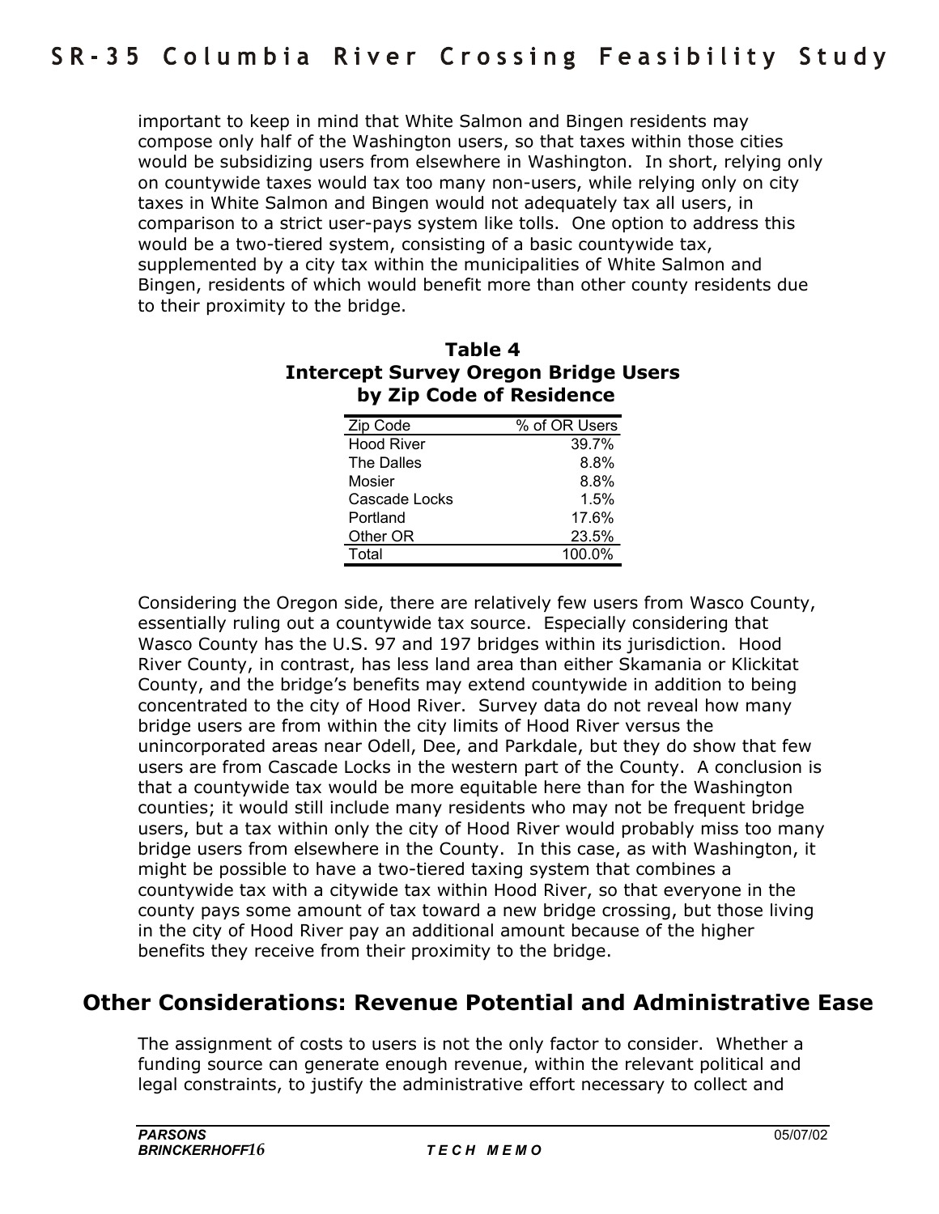important to keep in mind that White Salmon and Bingen residents may compose only half of the Washington users, so that taxes within those cities would be subsidizing users from elsewhere in Washington. In short, relying only on countywide taxes would tax too many non-users, while relying only on city taxes in White Salmon and Bingen would not adequately tax all users, in comparison to a strict user-pays system like tolls. One option to address this would be a two-tiered system, consisting of a basic countywide tax, supplemented by a city tax within the municipalities of White Salmon and Bingen, residents of which would benefit more than other county residents due to their proximity to the bridge.

**Table 4**
**Intercept Survey Oregon Bridge Users by Zip Code of Residence**

| Zip Code | % of OR Users |
|---|---|
| Hood River | 39.7% |
| The Dalles | 8.8% |
| Mosier | 8.8% |
| Cascade Locks | 1.5% |
| Portland | 17.6% |
| Other OR | 23.5% |
| Total | 100.0% |

Considering the Oregon side, there are relatively few users from Wasco County, essentially ruling out a countywide tax source. Especially considering that Wasco County has the U.S. 97 and 197 bridges within its jurisdiction. Hood River County, in contrast, has less land area than either Skamania or Klickitat County, and the bridge's benefits may extend countywide in addition to being concentrated to the city of Hood River. Survey data do not reveal how many bridge users are from within the city limits of Hood River versus the unincorporated areas near Odell, Dee, and Parkdale, but they do show that few users are from Cascade Locks in the western part of the County. A conclusion is that a countywide tax would be more equitable here than for the Washington counties; it would still include many residents who may not be frequent bridge users, but a tax within only the city of Hood River would probably miss too many bridge users from elsewhere in the County. In this case, as with Washington, it might be possible to have a two-tiered taxing system that combines a countywide tax with a citywide tax within Hood River, so that everyone in the county pays some amount of tax toward a new bridge crossing, but those living in the city of Hood River pay an additional amount because of the higher benefits they receive from their proximity to the bridge.

## Other Considerations: Revenue Potential and Administrative Ease

The assignment of costs to users is not the only factor to consider. Whether a funding source can generate enough revenue, within the relevant political and legal constraints, to justify the administrative effort necessary to collect and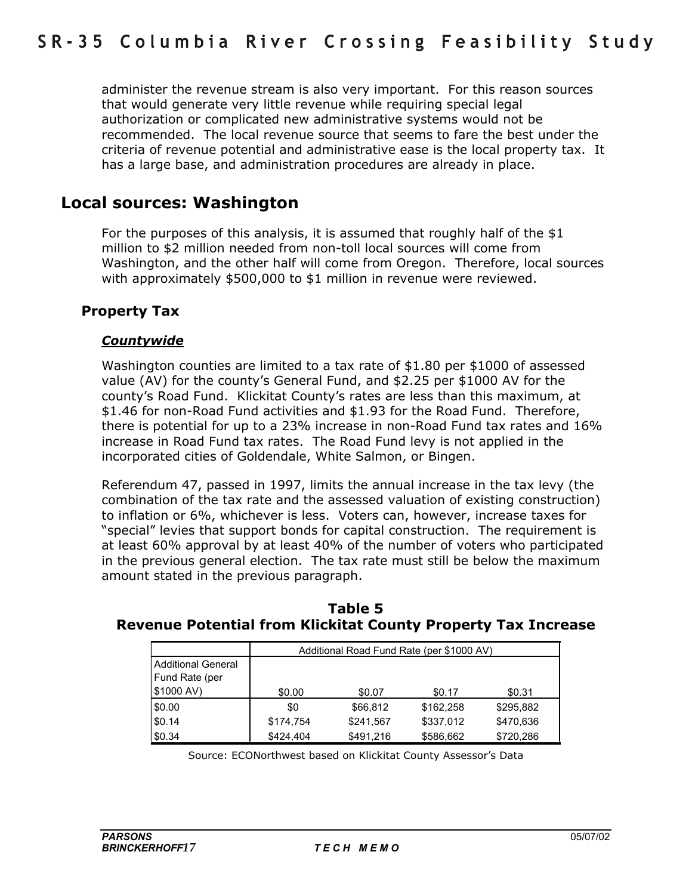administer the revenue stream is also very important. For this reason sources that would generate very little revenue while requiring special legal authorization or complicated new administrative systems would not be recommended. The local revenue source that seems to fare the best under the criteria of revenue potential and administrative ease is the local property tax. It has a large base, and administration procedures are already in place.

## Local sources: Washington

For the purposes of this analysis, it is assumed that roughly half of the $1 million to $2 million needed from non-toll local sources will come from Washington, and the other half will come from Oregon. Therefore, local sources with approximately $500,000 to $1 million in revenue were reviewed.

### Property Tax

#### ***Countywide***

Washington counties are limited to a tax rate of $1.80 per $1000 of assessed value (AV) for the county's General Fund, and $2.25 per $1000 AV for the county's Road Fund. Klickitat County's rates are less than this maximum, at $1.46 for non-Road Fund activities and $1.93 for the Road Fund. Therefore, there is potential for up to a 23% increase in non-Road Fund tax rates and 16% increase in Road Fund tax rates. The Road Fund levy is not applied in the incorporated cities of Goldendale, White Salmon, or Bingen.

Referendum 47, passed in 1997, limits the annual increase in the tax levy (the combination of the tax rate and the assessed valuation of existing construction) to inflation or 6%, whichever is less. Voters can, however, increase taxes for "special" levies that support bonds for capital construction. The requirement is at least 60% approval by at least 40% of the number of voters who participated in the previous general election. The tax rate must still be below the maximum amount stated in the previous paragraph.

**Table 5**
**Revenue Potential from Klickitat County Property Tax Increase**

| | Additional Road Fund Rate (per $1000 AV) | | | |
|---|---|---|---|---|
| Additional General Fund Rate (per $1000 AV) | $0.00 | $0.07 | $0.17 | $0.31 |
| $0.00 | $0 | $66,812 | $162,258 | $295,882 |
| $0.14 | $174,754 | $241,567 | $337,012 | $470,636 |
| $0.34 | $424,404 | $491,216 | $586,662 | $720,286 |

Source: ECONorthwest based on Klickitat County Assessor's Data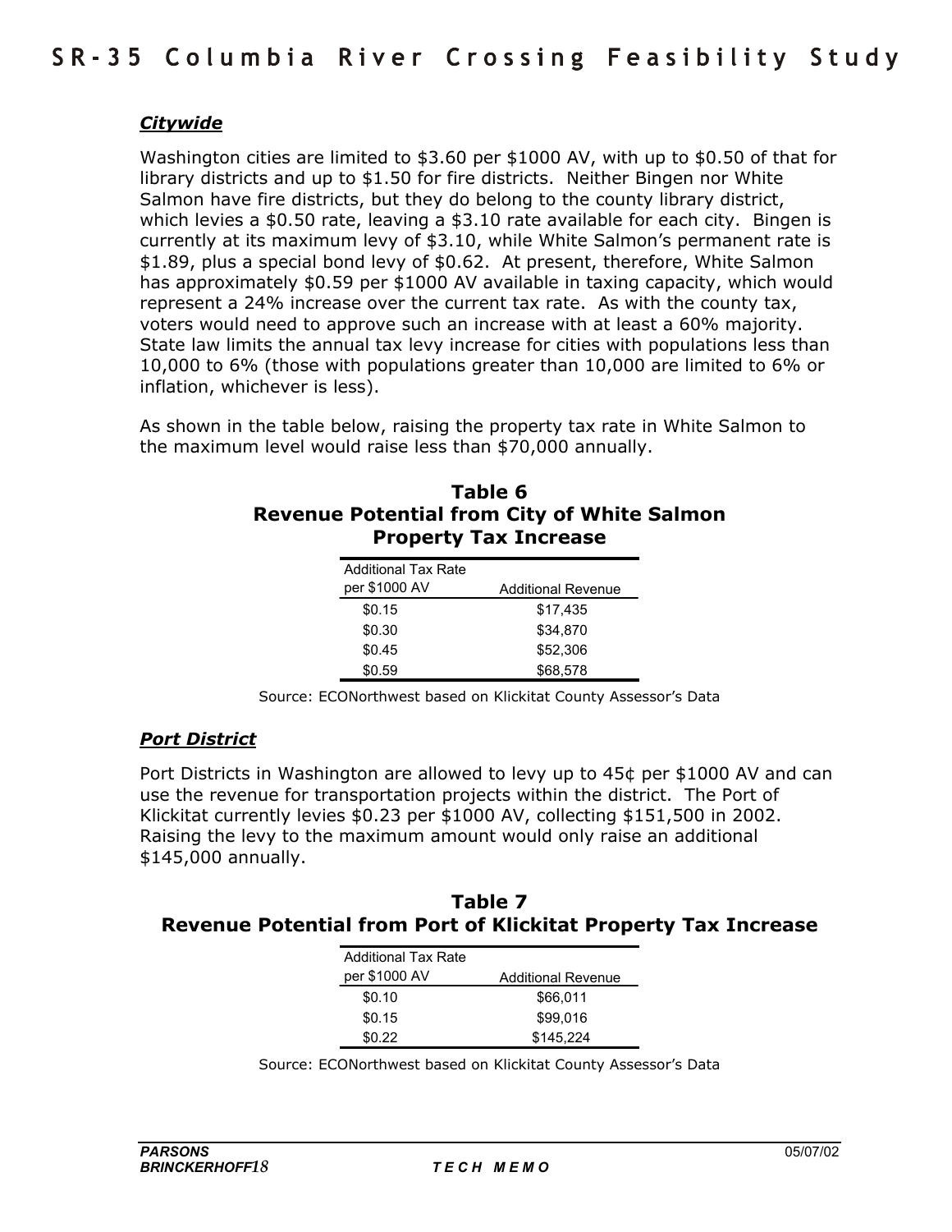### *Citywide*

Washington cities are limited to \$3.60 per \$1000 AV, with up to \$0.50 of that for library districts and up to \$1.50 for fire districts. Neither Bingen nor White Salmon have fire districts, but they do belong to the county library district, which levies a \$0.50 rate, leaving a \$3.10 rate available for each city. Bingen is currently at its maximum levy of \$3.10, while White Salmon's permanent rate is \$1.89, plus a special bond levy of \$0.62. At present, therefore, White Salmon has approximately \$0.59 per \$1000 AV available in taxing capacity, which would represent a 24% increase over the current tax rate. As with the county tax, voters would need to approve such an increase with at least a 60% majority. State law limits the annual tax levy increase for cities with populations less than 10,000 to 6% (those with populations greater than 10,000 are limited to 6% or inflation, whichever is less).

As shown in the table below, raising the property tax rate in White Salmon to the maximum level would raise less than \$70,000 annually.

**Table 6**
**Revenue Potential from City of White Salmon Property Tax Increase**

| Additional Tax Rate per \$1000 AV | Additional Revenue |
|---|---|
| \$0.15 | \$17,435 |
| \$0.30 | \$34,870 |
| \$0.45 | \$52,306 |
| \$0.59 | \$68,578 |

Source: ECONorthwest based on Klickitat County Assessor's Data

### *Port District*

Port Districts in Washington are allowed to levy up to 45¢ per \$1000 AV and can use the revenue for transportation projects within the district. The Port of Klickitat currently levies \$0.23 per \$1000 AV, collecting \$151,500 in 2002. Raising the levy to the maximum amount would only raise an additional \$145,000 annually.

**Table 7**
**Revenue Potential from Port of Klickitat Property Tax Increase**

| Additional Tax Rate per \$1000 AV | Additional Revenue |
|---|---|
| \$0.10 | \$66,011 |
| \$0.15 | \$99,016 |
| \$0.22 | \$145,224 |

Source: ECONorthwest based on Klickitat County Assessor's Data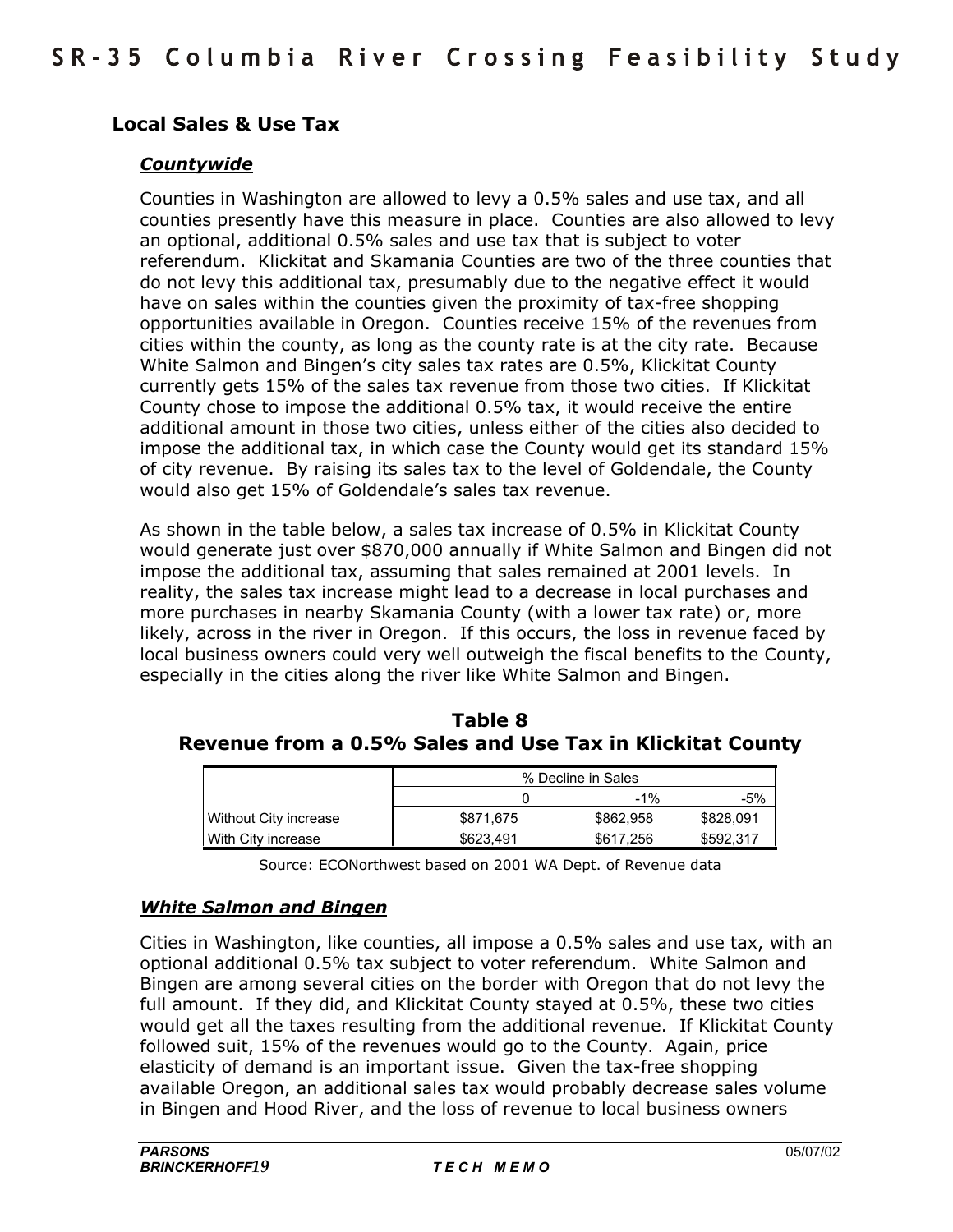## Local Sales & Use Tax

### *Countywide*

Counties in Washington are allowed to levy a 0.5% sales and use tax, and all counties presently have this measure in place. Counties are also allowed to levy an optional, additional 0.5% sales and use tax that is subject to voter referendum. Klickitat and Skamania Counties are two of the three counties that do not levy this additional tax, presumably due to the negative effect it would have on sales within the counties given the proximity of tax-free shopping opportunities available in Oregon. Counties receive 15% of the revenues from cities within the county, as long as the county rate is at the city rate. Because White Salmon and Bingen's city sales tax rates are 0.5%, Klickitat County currently gets 15% of the sales tax revenue from those two cities. If Klickitat County chose to impose the additional 0.5% tax, it would receive the entire additional amount in those two cities, unless either of the cities also decided to impose the additional tax, in which case the County would get its standard 15% of city revenue. By raising its sales tax to the level of Goldendale, the County would also get 15% of Goldendale's sales tax revenue.

As shown in the table below, a sales tax increase of 0.5% in Klickitat County would generate just over $870,000 annually if White Salmon and Bingen did not impose the additional tax, assuming that sales remained at 2001 levels. In reality, the sales tax increase might lead to a decrease in local purchases and more purchases in nearby Skamania County (with a lower tax rate) or, more likely, across in the river in Oregon. If this occurs, the loss in revenue faced by local business owners could very well outweigh the fiscal benefits to the County, especially in the cities along the river like White Salmon and Bingen.

**Table 8**
**Revenue from a 0.5% Sales and Use Tax in Klickitat County**

| | % Decline in Sales | | |
|---|---|---|---|
| | 0 | -1% | -5% |
| Without City increase | $871,675 | $862,958 | $828,091 |
| With City increase | $623,491 | $617,256 | $592,317 |

Source: ECONorthwest based on 2001 WA Dept. of Revenue data

### *White Salmon and Bingen*

Cities in Washington, like counties, all impose a 0.5% sales and use tax, with an optional additional 0.5% tax subject to voter referendum. White Salmon and Bingen are among several cities on the border with Oregon that do not levy the full amount. If they did, and Klickitat County stayed at 0.5%, these two cities would get all the taxes resulting from the additional revenue. If Klickitat County followed suit, 15% of the revenues would go to the County. Again, price elasticity of demand is an important issue. Given the tax-free shopping available Oregon, an additional sales tax would probably decrease sales volume in Bingen and Hood River, and the loss of revenue to local business owners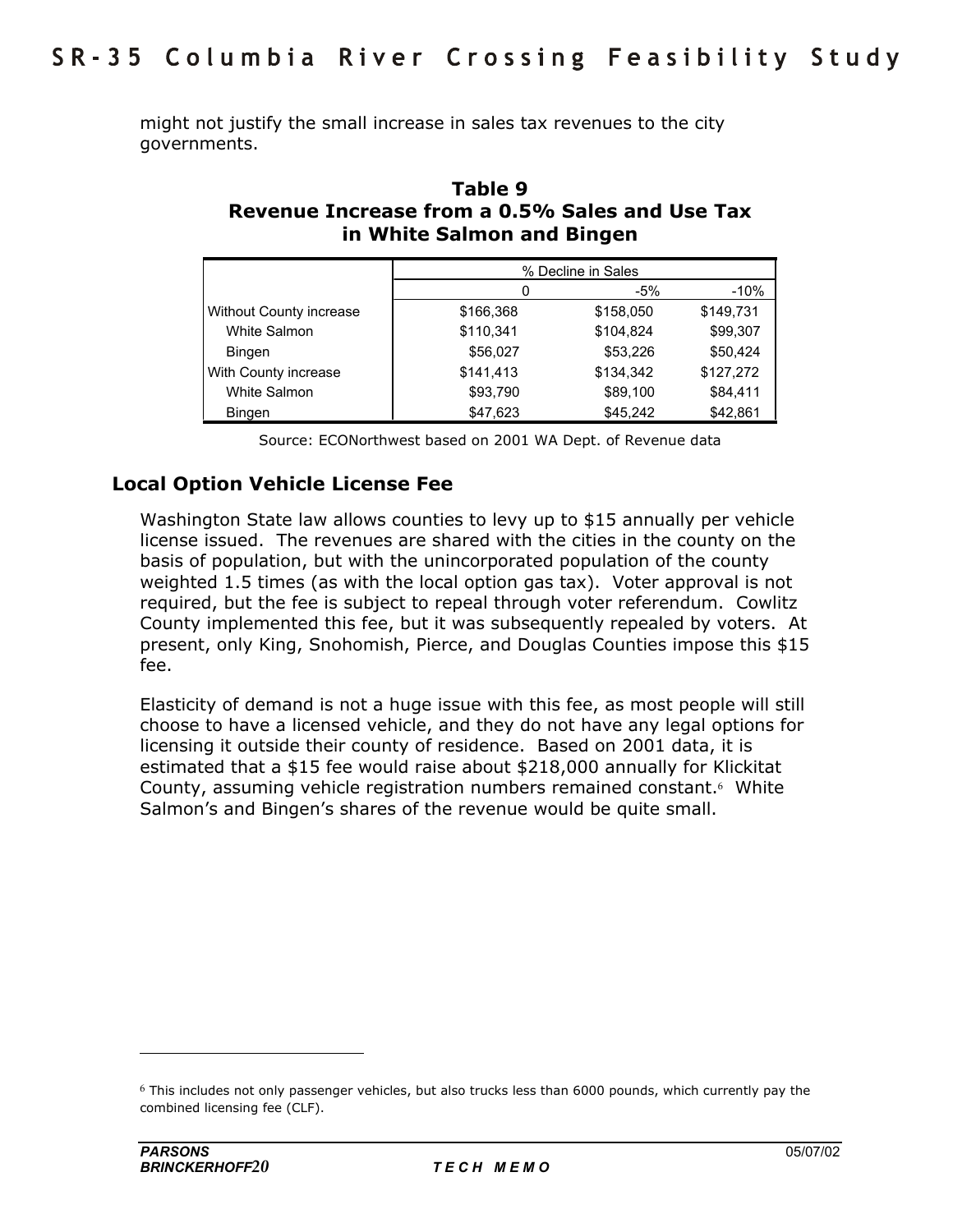might not justify the small increase in sales tax revenues to the city governments.

**Table 9**
**Revenue Increase from a 0.5% Sales and Use Tax in White Salmon and Bingen**

| | % Decline in Sales | | |
|---|---|---|---|
| | 0 | -5% | -10% |
| Without County increase | $166,368 | $158,050 | $149,731 |
| White Salmon | $110,341 | $104,824 | $99,307 |
| Bingen | $56,027 | $53,226 | $50,424 |
| With County increase | $141,413 | $134,342 | $127,272 |
| White Salmon | $93,790 | $89,100 | $84,411 |
| Bingen | $47,623 | $45,242 | $42,861 |

Source: ECONorthwest based on 2001 WA Dept. of Revenue data

### Local Option Vehicle License Fee

Washington State law allows counties to levy up to $15 annually per vehicle license issued. The revenues are shared with the cities in the county on the basis of population, but with the unincorporated population of the county weighted 1.5 times (as with the local option gas tax). Voter approval is not required, but the fee is subject to repeal through voter referendum. Cowlitz County implemented this fee, but it was subsequently repealed by voters. At present, only King, Snohomish, Pierce, and Douglas Counties impose this $15 fee.

Elasticity of demand is not a huge issue with this fee, as most people will still choose to have a licensed vehicle, and they do not have any legal options for licensing it outside their county of residence. Based on 2001 data, it is estimated that a $15 fee would raise about $218,000 annually for Klickitat County, assuming vehicle registration numbers remained constant.[6] White Salmon's and Bingen's shares of the revenue would be quite small.

---

[6] This includes not only passenger vehicles, but also trucks less than 6000 pounds, which currently pay the combined licensing fee (CLF).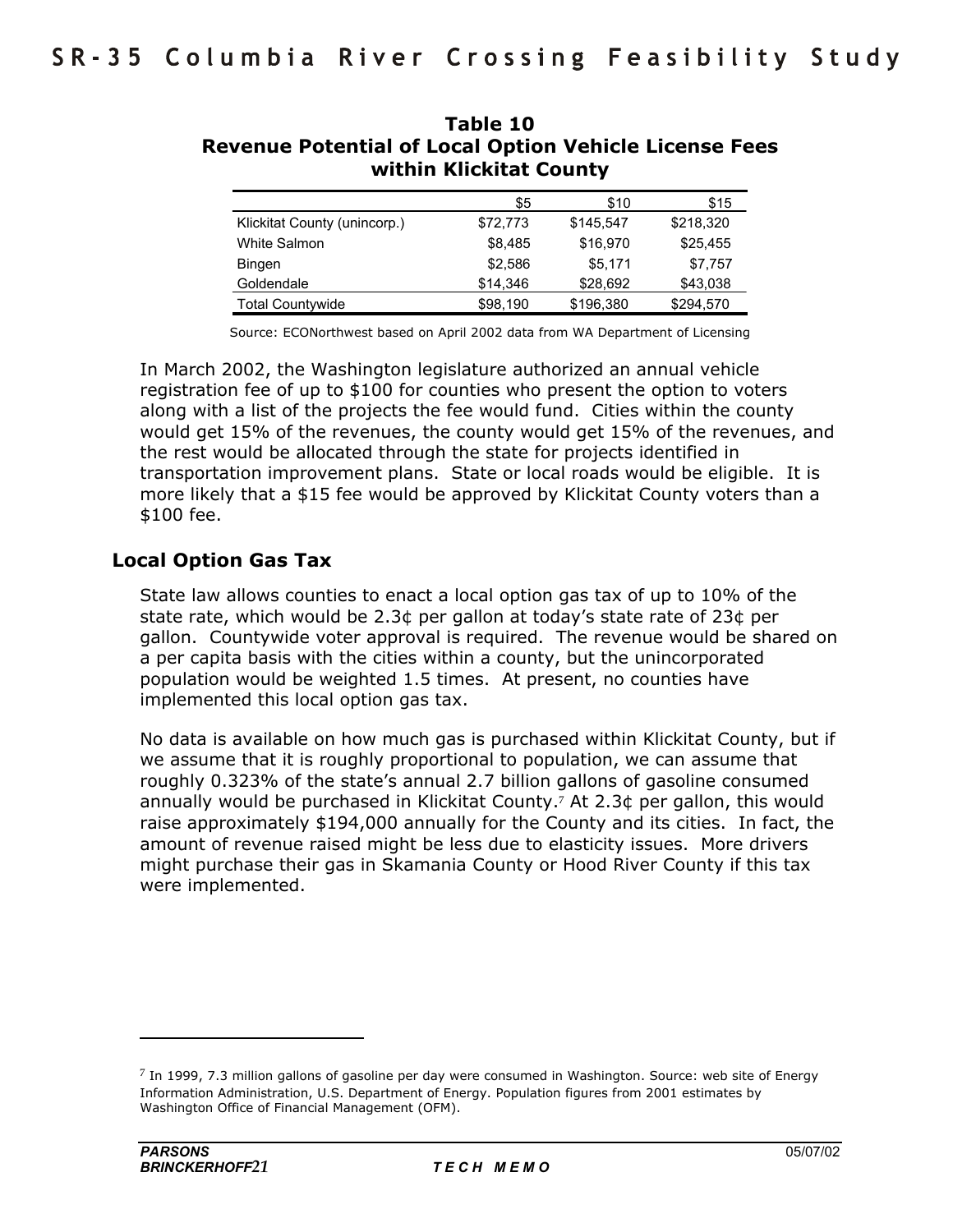**Table 10**
**Revenue Potential of Local Option Vehicle License Fees within Klickitat County**

| | \$5 | \$10 | \$15 |
|---|---|---|---|
| Klickitat County (unincorp.) | \$72,773 | \$145,547 | \$218,320 |
| White Salmon | \$8,485 | \$16,970 | \$25,455 |
| Bingen | \$2,586 | \$5,171 | \$7,757 |
| Goldendale | \$14,346 | \$28,692 | \$43,038 |
| Total Countywide | \$98,190 | \$196,380 | \$294,570 |

Source: ECONorthwest based on April 2002 data from WA Department of Licensing

In March 2002, the Washington legislature authorized an annual vehicle registration fee of up to \$100 for counties who present the option to voters along with a list of the projects the fee would fund. Cities within the county would get 15% of the revenues, the county would get 15% of the revenues, and the rest would be allocated through the state for projects identified in transportation improvement plans. State or local roads would be eligible. It is more likely that a \$15 fee would be approved by Klickitat County voters than a \$100 fee.

## Local Option Gas Tax

State law allows counties to enact a local option gas tax of up to 10% of the state rate, which would be 2.3¢ per gallon at today's state rate of 23¢ per gallon. Countywide voter approval is required. The revenue would be shared on a per capita basis with the cities within a county, but the unincorporated population would be weighted 1.5 times. At present, no counties have implemented this local option gas tax.

No data is available on how much gas is purchased within Klickitat County, but if we assume that it is roughly proportional to population, we can assume that roughly 0.323% of the state's annual 2.7 billion gallons of gasoline consumed annually would be purchased in Klickitat County.[7] At 2.3¢ per gallon, this would raise approximately \$194,000 annually for the County and its cities. In fact, the amount of revenue raised might be less due to elasticity issues. More drivers might purchase their gas in Skamania County or Hood River County if this tax were implemented.

[7] In 1999, 7.3 million gallons of gasoline per day were consumed in Washington. Source: web site of Energy Information Administration, U.S. Department of Energy. Population figures from 2001 estimates by Washington Office of Financial Management (OFM).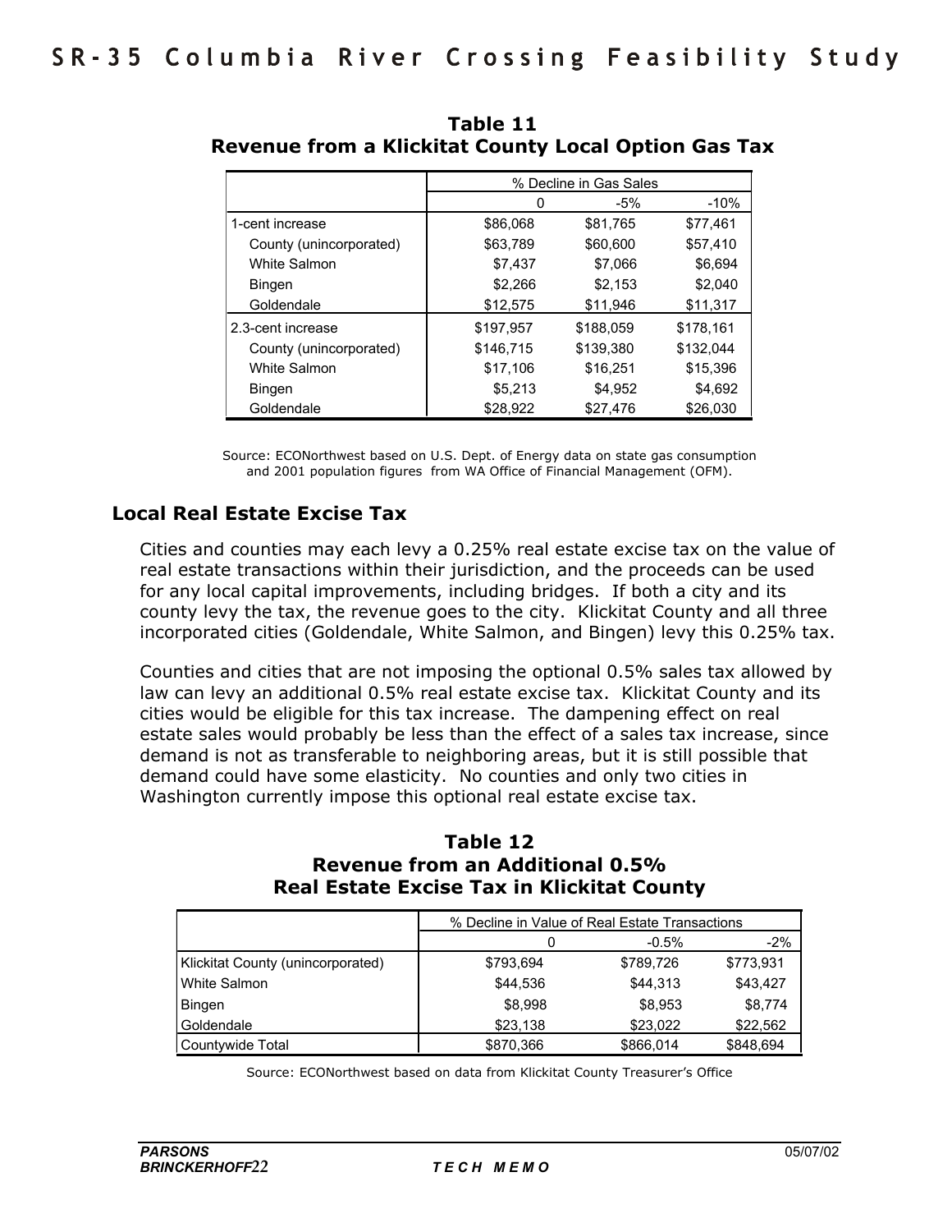**Table 11**
**Revenue from a Klickitat County Local Option Gas Tax**

| | % Decline in Gas Sales | | |
|---|---|---|---|
| | 0 | -5% | -10% |
| 1-cent increase | $86,068 | $81,765 | $77,461 |
| County (unincorporated) | $63,789 | $60,600 | $57,410 |
| White Salmon | $7,437 | $7,066 | $6,694 |
| Bingen | $2,266 | $2,153 | $2,040 |
| Goldendale | $12,575 | $11,946 | $11,317 |
| 2.3-cent increase | $197,957 | $188,059 | $178,161 |
| County (unincorporated) | $146,715 | $139,380 | $132,044 |
| White Salmon | $17,106 | $16,251 | $15,396 |
| Bingen | $5,213 | $4,952 | $4,692 |
| Goldendale | $28,922 | $27,476 | $26,030 |

Source: ECONorthwest based on U.S. Dept. of Energy data on state gas consumption and 2001 population figures from WA Office of Financial Management (OFM).

## Local Real Estate Excise Tax

Cities and counties may each levy a 0.25% real estate excise tax on the value of real estate transactions within their jurisdiction, and the proceeds can be used for any local capital improvements, including bridges. If both a city and its county levy the tax, the revenue goes to the city. Klickitat County and all three incorporated cities (Goldendale, White Salmon, and Bingen) levy this 0.25% tax.

Counties and cities that are not imposing the optional 0.5% sales tax allowed by law can levy an additional 0.5% real estate excise tax. Klickitat County and its cities would be eligible for this tax increase. The dampening effect on real estate sales would probably be less than the effect of a sales tax increase, since demand is not as transferable to neighboring areas, but it is still possible that demand could have some elasticity. No counties and only two cities in Washington currently impose this optional real estate excise tax.

**Table 12**
**Revenue from an Additional 0.5%**
**Real Estate Excise Tax in Klickitat County**

| | % Decline in Value of Real Estate Transactions | | |
|---|---|---|---|
| | 0 | -0.5% | -2% |
| Klickitat County (unincorporated) | $793,694 | $789,726 | $773,931 |
| White Salmon | $44,536 | $44,313 | $43,427 |
| Bingen | $8,998 | $8,953 | $8,774 |
| Goldendale | $23,138 | $23,022 | $22,562 |
| Countywide Total | $870,366 | $866,014 | $848,694 |

Source: ECONorthwest based on data from Klickitat County Treasurer's Office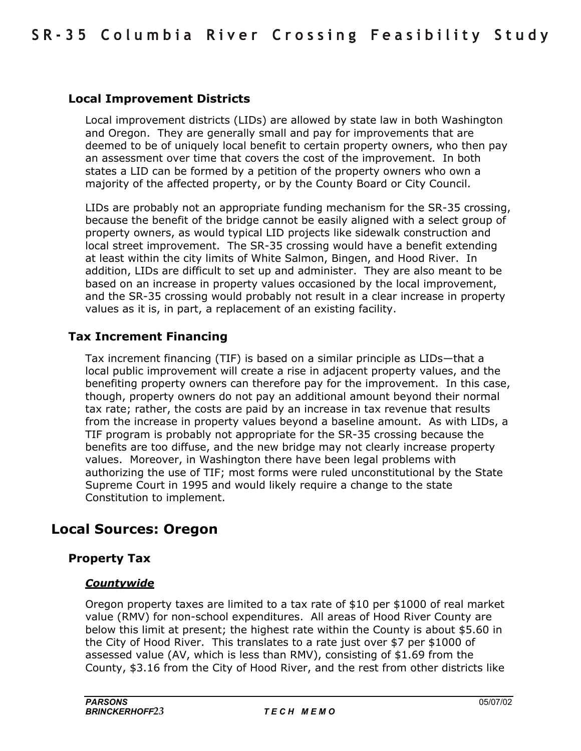### Local Improvement Districts

Local improvement districts (LIDs) are allowed by state law in both Washington and Oregon. They are generally small and pay for improvements that are deemed to be of uniquely local benefit to certain property owners, who then pay an assessment over time that covers the cost of the improvement. In both states a LID can be formed by a petition of the property owners who own a majority of the affected property, or by the County Board or City Council.

LIDs are probably not an appropriate funding mechanism for the SR-35 crossing, because the benefit of the bridge cannot be easily aligned with a select group of property owners, as would typical LID projects like sidewalk construction and local street improvement. The SR-35 crossing would have a benefit extending at least within the city limits of White Salmon, Bingen, and Hood River. In addition, LIDs are difficult to set up and administer. They are also meant to be based on an increase in property values occasioned by the local improvement, and the SR-35 crossing would probably not result in a clear increase in property values as it is, in part, a replacement of an existing facility.

### Tax Increment Financing

Tax increment financing (TIF) is based on a similar principle as LIDs—that a local public improvement will create a rise in adjacent property values, and the benefiting property owners can therefore pay for the improvement. In this case, though, property owners do not pay an additional amount beyond their normal tax rate; rather, the costs are paid by an increase in tax revenue that results from the increase in property values beyond a baseline amount. As with LIDs, a TIF program is probably not appropriate for the SR-35 crossing because the benefits are too diffuse, and the new bridge may not clearly increase property values. Moreover, in Washington there have been legal problems with authorizing the use of TIF; most forms were ruled unconstitutional by the State Supreme Court in 1995 and would likely require a change to the state Constitution to implement.

## Local Sources: Oregon

### Property Tax

#### ***Countywide***

Oregon property taxes are limited to a tax rate of $10 per $1000 of real market value (RMV) for non-school expenditures. All areas of Hood River County are below this limit at present; the highest rate within the County is about $5.60 in the City of Hood River. This translates to a rate just over $7 per $1000 of assessed value (AV, which is less than RMV), consisting of $1.69 from the County, $3.16 from the City of Hood River, and the rest from other districts like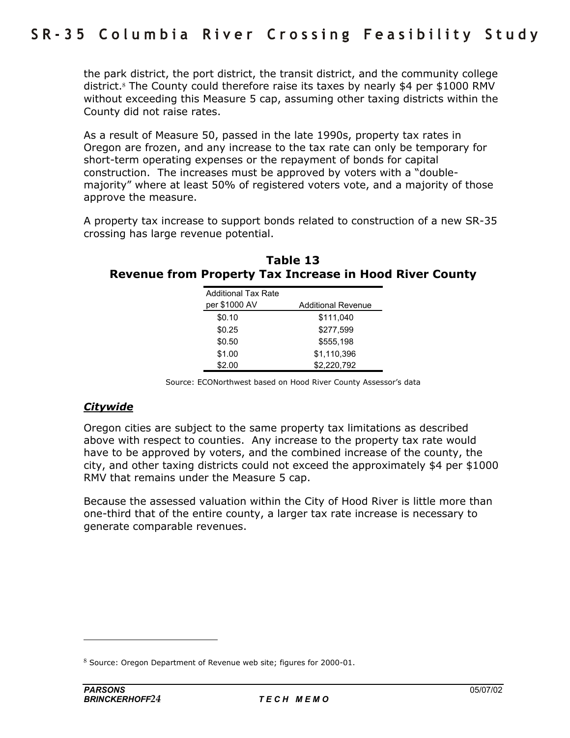the park district, the port district, the transit district, and the community college district.[8] The County could therefore raise its taxes by nearly $4 per $1000 RMV without exceeding this Measure 5 cap, assuming other taxing districts within the County did not raise rates.

As a result of Measure 50, passed in the late 1990s, property tax rates in Oregon are frozen, and any increase to the tax rate can only be temporary for short-term operating expenses or the repayment of bonds for capital construction. The increases must be approved by voters with a "double-majority" where at least 50% of registered voters vote, and a majority of those approve the measure.

A property tax increase to support bonds related to construction of a new SR-35 crossing has large revenue potential.

**Table 13**
**Revenue from Property Tax Increase in Hood River County**

| Additional Tax Rate per $1000 AV | Additional Revenue |
|---|---|
| $0.10 | $111,040 |
| $0.25 | $277,599 |
| $0.50 | $555,198 |
| $1.00 | $1,110,396 |
| $2.00 | $2,220,792 |

Source: ECONorthwest based on Hood River County Assessor's data

### ***Citywide***

Oregon cities are subject to the same property tax limitations as described above with respect to counties. Any increase to the property tax rate would have to be approved by voters, and the combined increase of the county, the city, and other taxing districts could not exceed the approximately $4 per $1000 RMV that remains under the Measure 5 cap.

Because the assessed valuation within the City of Hood River is little more than one-third that of the entire county, a larger tax rate increase is necessary to generate comparable revenues.

[8] Source: Oregon Department of Revenue web site; figures for 2000-01.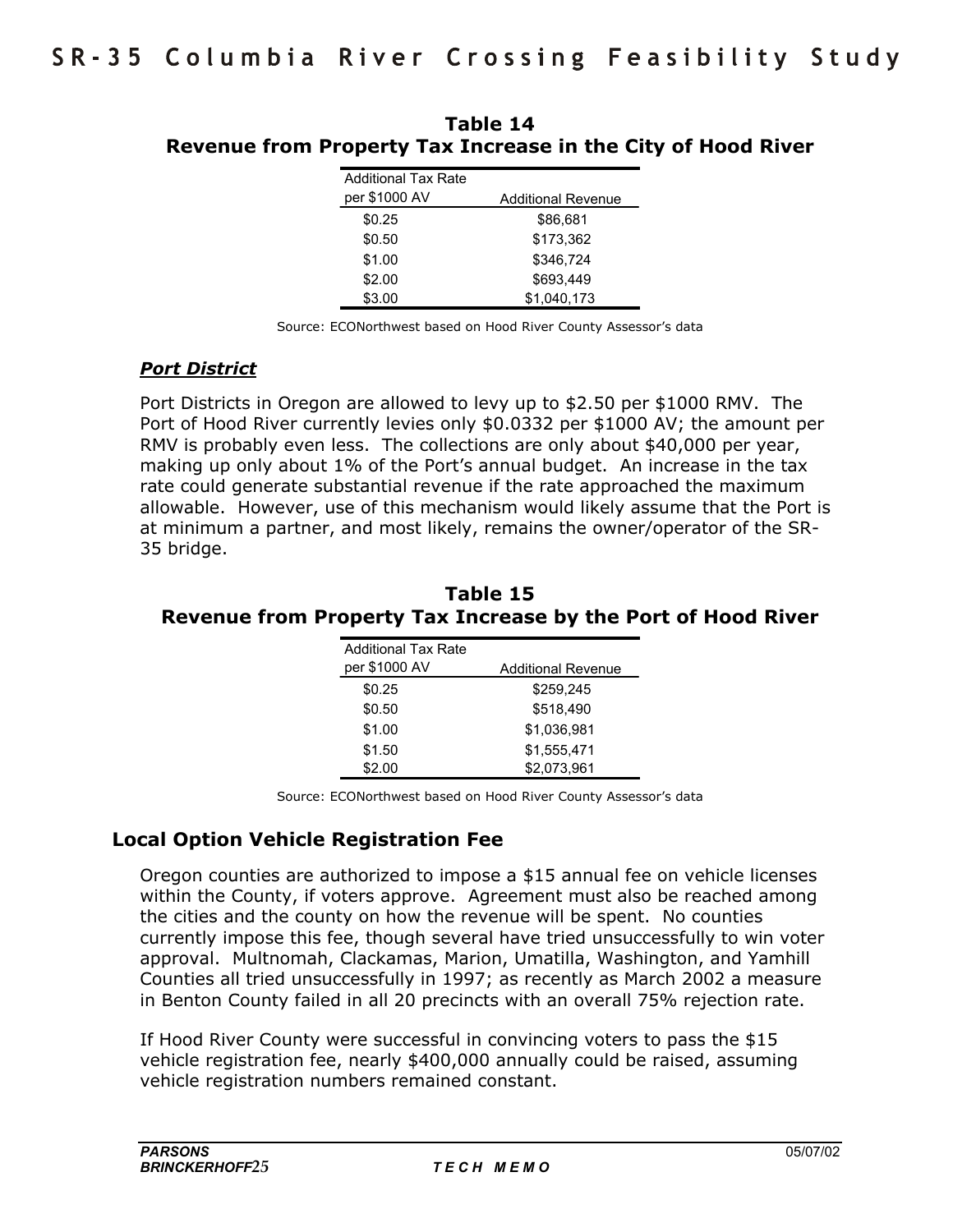**Table 14**
**Revenue from Property Tax Increase in the City of Hood River**

| Additional Tax Rate per $1000 AV | Additional Revenue |
|---|---|
| $0.25 | $86,681 |
| $0.50 | $173,362 |
| $1.00 | $346,724 |
| $2.00 | $693,449 |
| $3.00 | $1,040,173 |

Source: ECONorthwest based on Hood River County Assessor's data

### ***Port District***

Port Districts in Oregon are allowed to levy up to $2.50 per $1000 RMV. The Port of Hood River currently levies only $0.0332 per $1000 AV; the amount per RMV is probably even less. The collections are only about $40,000 per year, making up only about 1% of the Port's annual budget. An increase in the tax rate could generate substantial revenue if the rate approached the maximum allowable. However, use of this mechanism would likely assume that the Port is at minimum a partner, and most likely, remains the owner/operator of the SR-35 bridge.

**Table 15**
**Revenue from Property Tax Increase by the Port of Hood River**

| Additional Tax Rate per $1000 AV | Additional Revenue |
|---|---|
| $0.25 | $259,245 |
| $0.50 | $518,490 |
| $1.00 | $1,036,981 |
| $1.50 | $1,555,471 |
| $2.00 | $2,073,961 |

Source: ECONorthwest based on Hood River County Assessor's data

## Local Option Vehicle Registration Fee

Oregon counties are authorized to impose a $15 annual fee on vehicle licenses within the County, if voters approve. Agreement must also be reached among the cities and the county on how the revenue will be spent. No counties currently impose this fee, though several have tried unsuccessfully to win voter approval. Multnomah, Clackamas, Marion, Umatilla, Washington, and Yamhill Counties all tried unsuccessfully in 1997; as recently as March 2002 a measure in Benton County failed in all 20 precincts with an overall 75% rejection rate.

If Hood River County were successful in convincing voters to pass the $15 vehicle registration fee, nearly $400,000 annually could be raised, assuming vehicle registration numbers remained constant.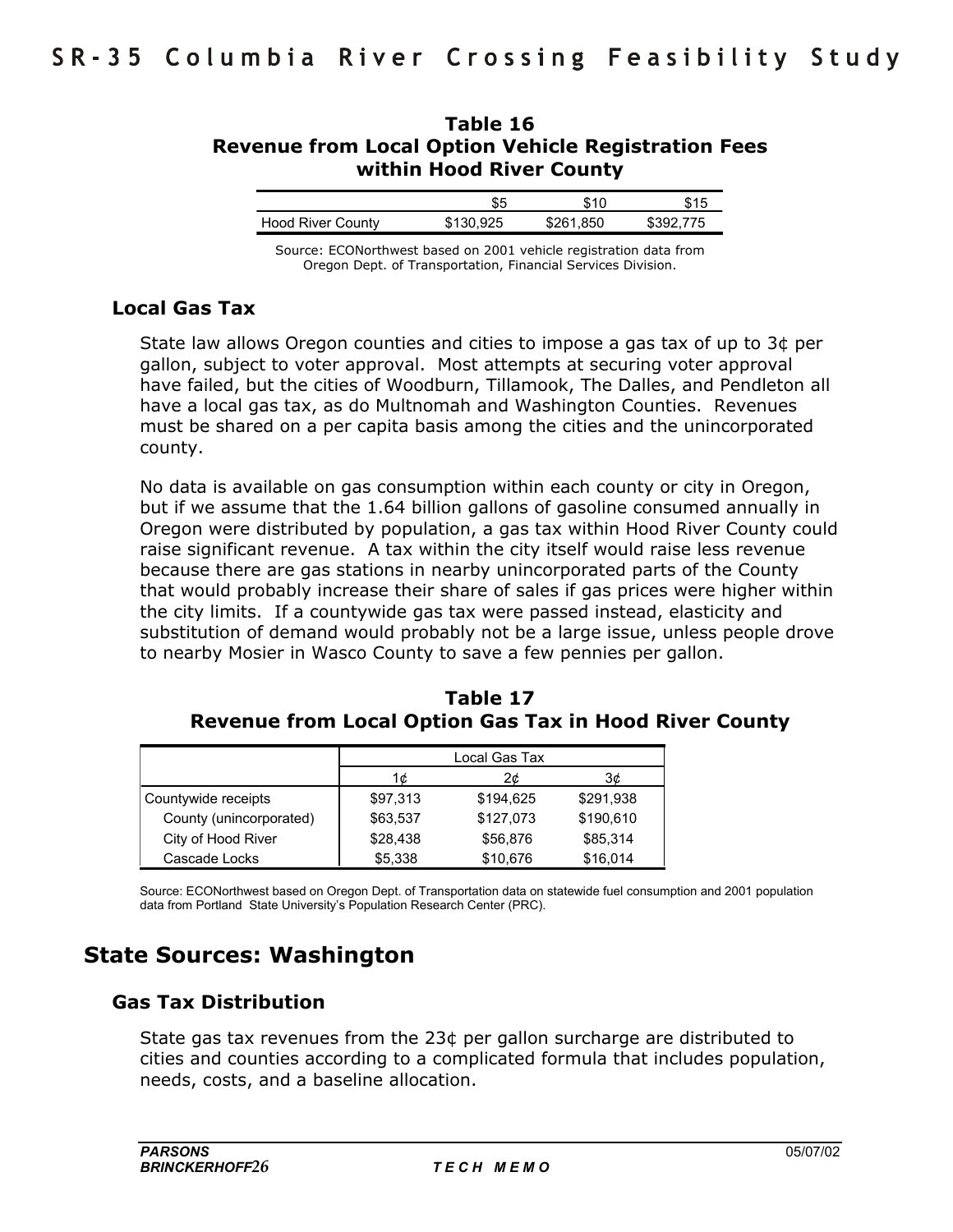**Table 16**
**Revenue from Local Option Vehicle Registration Fees within Hood River County**

| | \$5 | \$10 | \$15 |
|---|---|---|---|
| Hood River County | \$130,925 | \$261,850 | \$392,775 |

Source: ECONorthwest based on 2001 vehicle registration data from Oregon Dept. of Transportation, Financial Services Division.

### Local Gas Tax

State law allows Oregon counties and cities to impose a gas tax of up to 3¢ per gallon, subject to voter approval. Most attempts at securing voter approval have failed, but the cities of Woodburn, Tillamook, The Dalles, and Pendleton all have a local gas tax, as do Multnomah and Washington Counties. Revenues must be shared on a per capita basis among the cities and the unincorporated county.

No data is available on gas consumption within each county or city in Oregon, but if we assume that the 1.64 billion gallons of gasoline consumed annually in Oregon were distributed by population, a gas tax within Hood River County could raise significant revenue. A tax within the city itself would raise less revenue because there are gas stations in nearby unincorporated parts of the County that would probably increase their share of sales if gas prices were higher within the city limits. If a countywide gas tax were passed instead, elasticity and substitution of demand would probably not be a large issue, unless people drove to nearby Mosier in Wasco County to save a few pennies per gallon.

**Table 17**
**Revenue from Local Option Gas Tax in Hood River County**

| | Local Gas Tax | | |
|---|---|---|---|
| | 1¢ | 2¢ | 3¢ |
| Countywide receipts | \$97,313 | \$194,625 | \$291,938 |
| County (unincorporated) | \$63,537 | \$127,073 | \$190,610 |
| City of Hood River | \$28,438 | \$56,876 | \$85,314 |
| Cascade Locks | \$5,338 | \$10,676 | \$16,014 |

Source: ECONorthwest based on Oregon Dept. of Transportation data on statewide fuel consumption and 2001 population data from Portland State University's Population Research Center (PRC).

## State Sources: Washington

### Gas Tax Distribution

State gas tax revenues from the 23¢ per gallon surcharge are distributed to cities and counties according to a complicated formula that includes population, needs, costs, and a baseline allocation.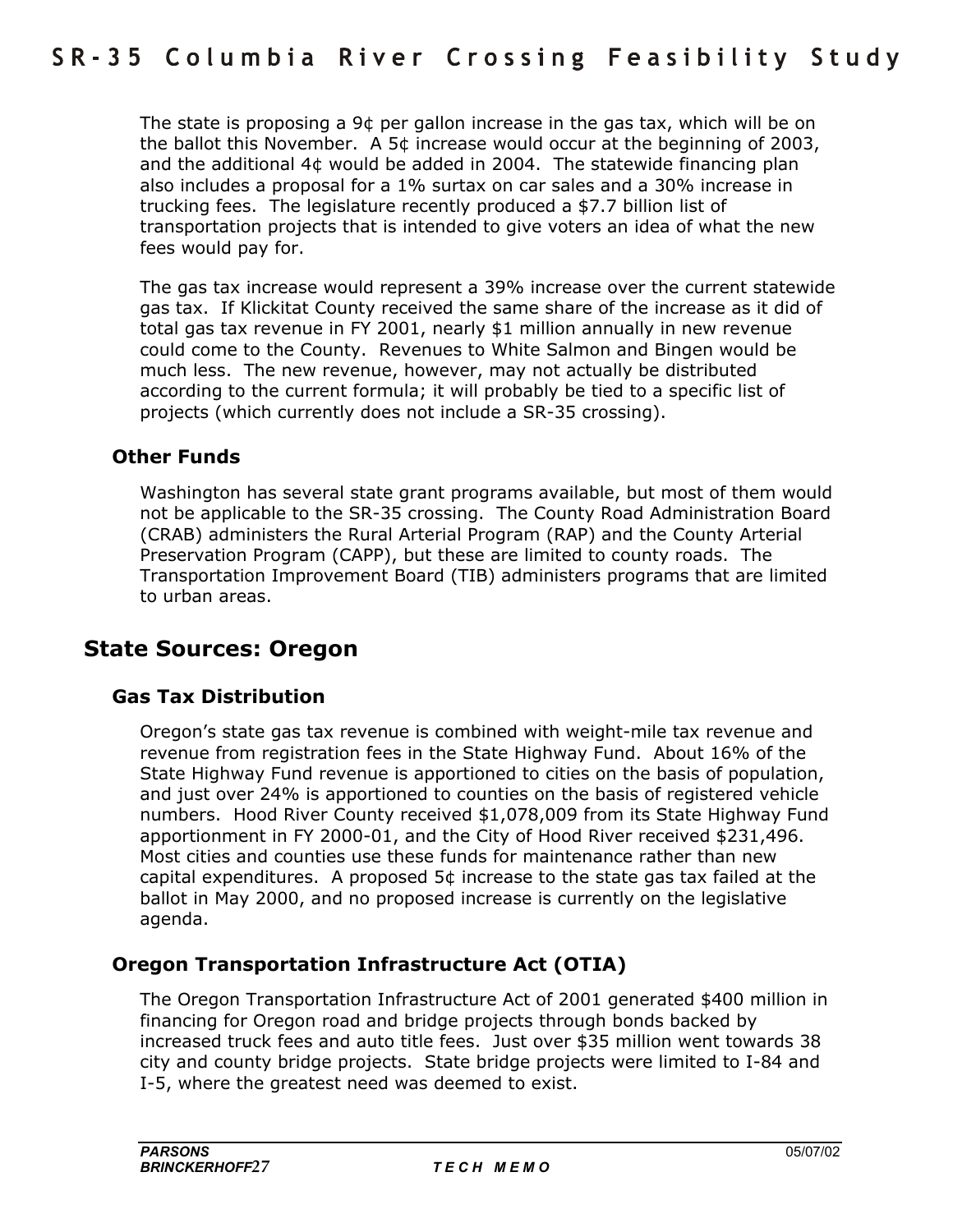The state is proposing a 9¢ per gallon increase in the gas tax, which will be on the ballot this November. A 5¢ increase would occur at the beginning of 2003, and the additional 4¢ would be added in 2004. The statewide financing plan also includes a proposal for a 1% surtax on car sales and a 30% increase in trucking fees. The legislature recently produced a $7.7 billion list of transportation projects that is intended to give voters an idea of what the new fees would pay for.

The gas tax increase would represent a 39% increase over the current statewide gas tax. If Klickitat County received the same share of the increase as it did of total gas tax revenue in FY 2001, nearly $1 million annually in new revenue could come to the County. Revenues to White Salmon and Bingen would be much less. The new revenue, however, may not actually be distributed according to the current formula; it will probably be tied to a specific list of projects (which currently does not include a SR-35 crossing).

### Other Funds

Washington has several state grant programs available, but most of them would not be applicable to the SR-35 crossing. The County Road Administration Board (CRAB) administers the Rural Arterial Program (RAP) and the County Arterial Preservation Program (CAPP), but these are limited to county roads. The Transportation Improvement Board (TIB) administers programs that are limited to urban areas.

## State Sources: Oregon

### Gas Tax Distribution

Oregon's state gas tax revenue is combined with weight-mile tax revenue and revenue from registration fees in the State Highway Fund. About 16% of the State Highway Fund revenue is apportioned to cities on the basis of population, and just over 24% is apportioned to counties on the basis of registered vehicle numbers. Hood River County received $1,078,009 from its State Highway Fund apportionment in FY 2000-01, and the City of Hood River received $231,496. Most cities and counties use these funds for maintenance rather than new capital expenditures. A proposed 5¢ increase to the state gas tax failed at the ballot in May 2000, and no proposed increase is currently on the legislative agenda.

### Oregon Transportation Infrastructure Act (OTIA)

The Oregon Transportation Infrastructure Act of 2001 generated $400 million in financing for Oregon road and bridge projects through bonds backed by increased truck fees and auto title fees. Just over $35 million went towards 38 city and county bridge projects. State bridge projects were limited to I-84 and I-5, where the greatest need was deemed to exist.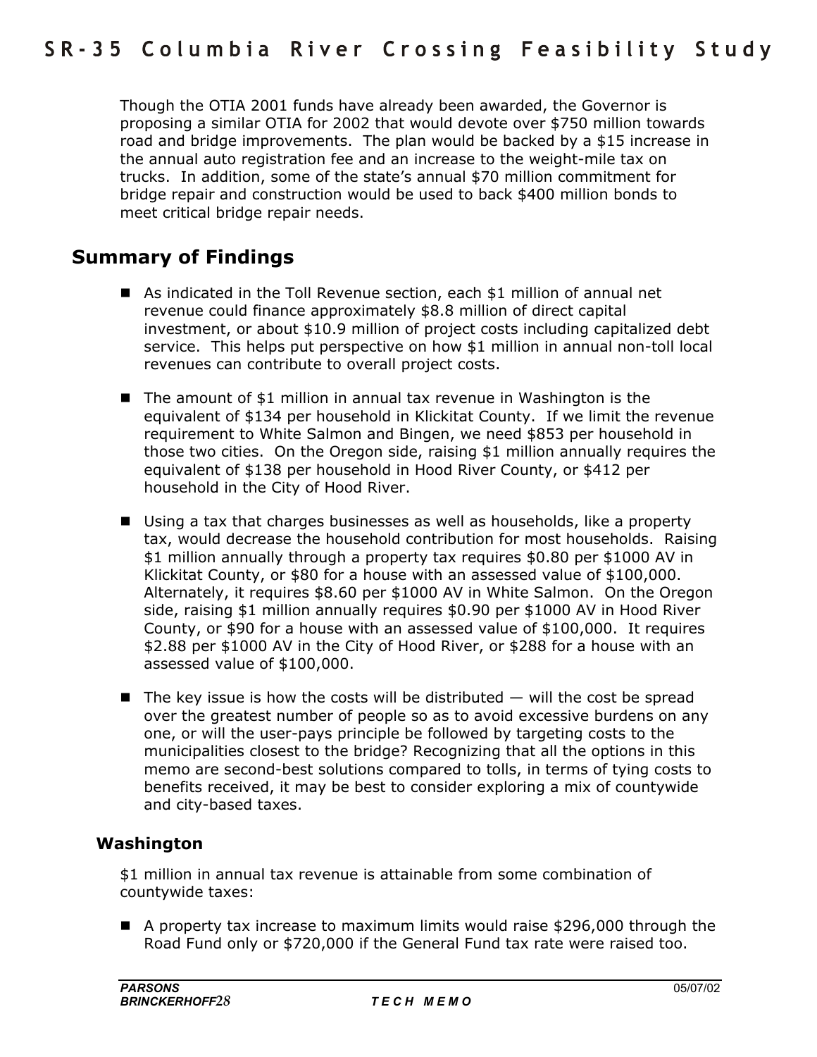Though the OTIA 2001 funds have already been awarded, the Governor is proposing a similar OTIA for 2002 that would devote over $750 million towards road and bridge improvements. The plan would be backed by a $15 increase in the annual auto registration fee and an increase to the weight-mile tax on trucks. In addition, some of the state's annual $70 million commitment for bridge repair and construction would be used to back $400 million bonds to meet critical bridge repair needs.

## Summary of Findings

- As indicated in the Toll Revenue section, each $1 million of annual net revenue could finance approximately $8.8 million of direct capital investment, or about $10.9 million of project costs including capitalized debt service. This helps put perspective on how $1 million in annual non-toll local revenues can contribute to overall project costs.

- The amount of $1 million in annual tax revenue in Washington is the equivalent of $134 per household in Klickitat County. If we limit the revenue requirement to White Salmon and Bingen, we need $853 per household in those two cities. On the Oregon side, raising $1 million annually requires the equivalent of $138 per household in Hood River County, or $412 per household in the City of Hood River.

- Using a tax that charges businesses as well as households, like a property tax, would decrease the household contribution for most households. Raising $1 million annually through a property tax requires $0.80 per $1000 AV in Klickitat County, or $80 for a house with an assessed value of $100,000. Alternately, it requires $8.60 per $1000 AV in White Salmon. On the Oregon side, raising $1 million annually requires $0.90 per $1000 AV in Hood River County, or $90 for a house with an assessed value of $100,000. It requires $2.88 per $1000 AV in the City of Hood River, or $288 for a house with an assessed value of $100,000.

- The key issue is how the costs will be distributed — will the cost be spread over the greatest number of people so as to avoid excessive burdens on any one, or will the user-pays principle be followed by targeting costs to the municipalities closest to the bridge? Recognizing that all the options in this memo are second-best solutions compared to tolls, in terms of tying costs to benefits received, it may be best to consider exploring a mix of countywide and city-based taxes.

### Washington

$1 million in annual tax revenue is attainable from some combination of countywide taxes:

- A property tax increase to maximum limits would raise $296,000 through the Road Fund only or $720,000 if the General Fund tax rate were raised too.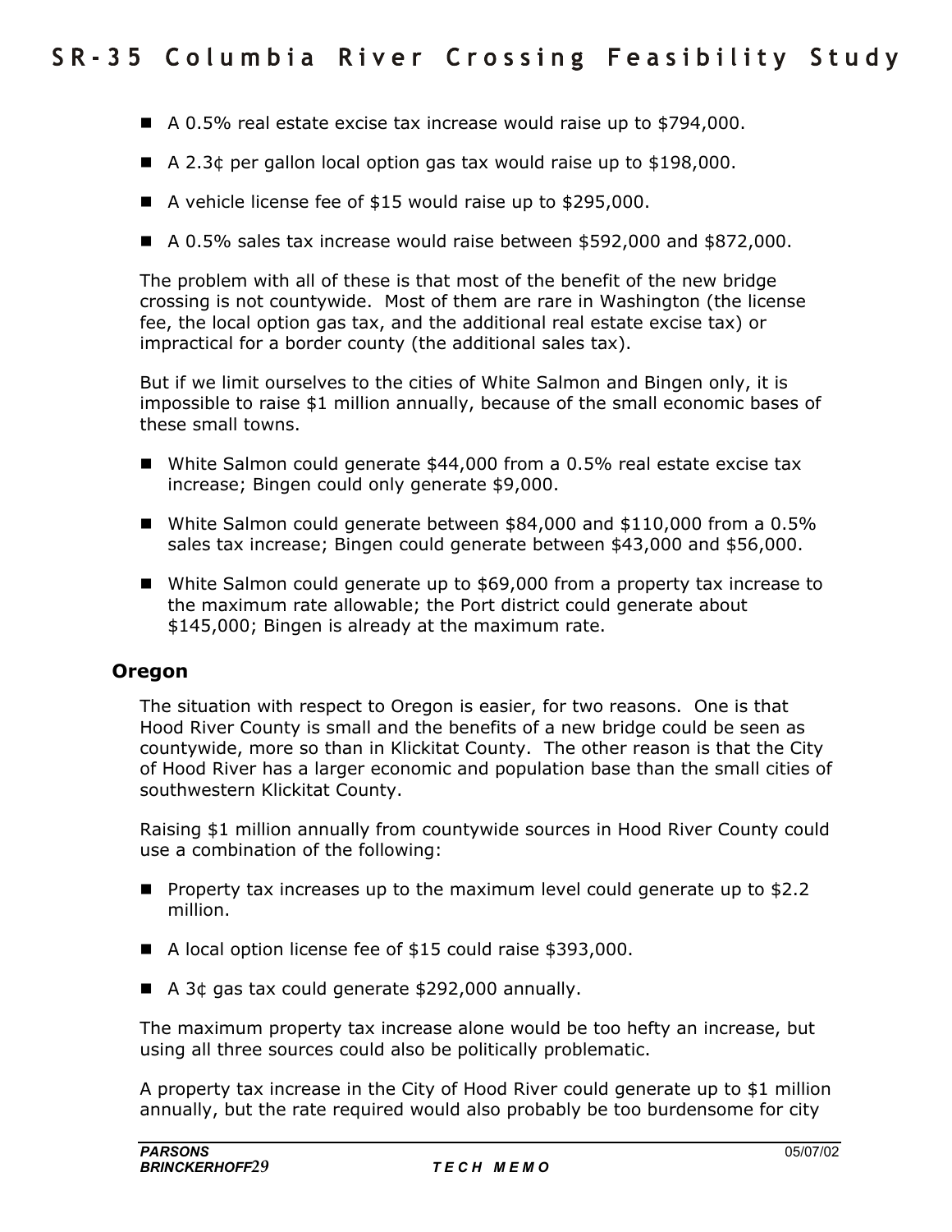- A 0.5% real estate excise tax increase would raise up to $794,000.
- A 2.3¢ per gallon local option gas tax would raise up to $198,000.
- A vehicle license fee of $15 would raise up to $295,000.
- A 0.5% sales tax increase would raise between $592,000 and $872,000.

The problem with all of these is that most of the benefit of the new bridge crossing is not countywide. Most of them are rare in Washington (the license fee, the local option gas tax, and the additional real estate excise tax) or impractical for a border county (the additional sales tax).

But if we limit ourselves to the cities of White Salmon and Bingen only, it is impossible to raise $1 million annually, because of the small economic bases of these small towns.

- White Salmon could generate $44,000 from a 0.5% real estate excise tax increase; Bingen could only generate $9,000.
- White Salmon could generate between $84,000 and $110,000 from a 0.5% sales tax increase; Bingen could generate between $43,000 and $56,000.
- White Salmon could generate up to $69,000 from a property tax increase to the maximum rate allowable; the Port district could generate about $145,000; Bingen is already at the maximum rate.

### Oregon

The situation with respect to Oregon is easier, for two reasons. One is that Hood River County is small and the benefits of a new bridge could be seen as countywide, more so than in Klickitat County. The other reason is that the City of Hood River has a larger economic and population base than the small cities of southwestern Klickitat County.

Raising $1 million annually from countywide sources in Hood River County could use a combination of the following:

- Property tax increases up to the maximum level could generate up to $2.2 million.
- A local option license fee of $15 could raise $393,000.
- A 3¢ gas tax could generate $292,000 annually.

The maximum property tax increase alone would be too hefty an increase, but using all three sources could also be politically problematic.

A property tax increase in the City of Hood River could generate up to $1 million annually, but the rate required would also probably be too burdensome for city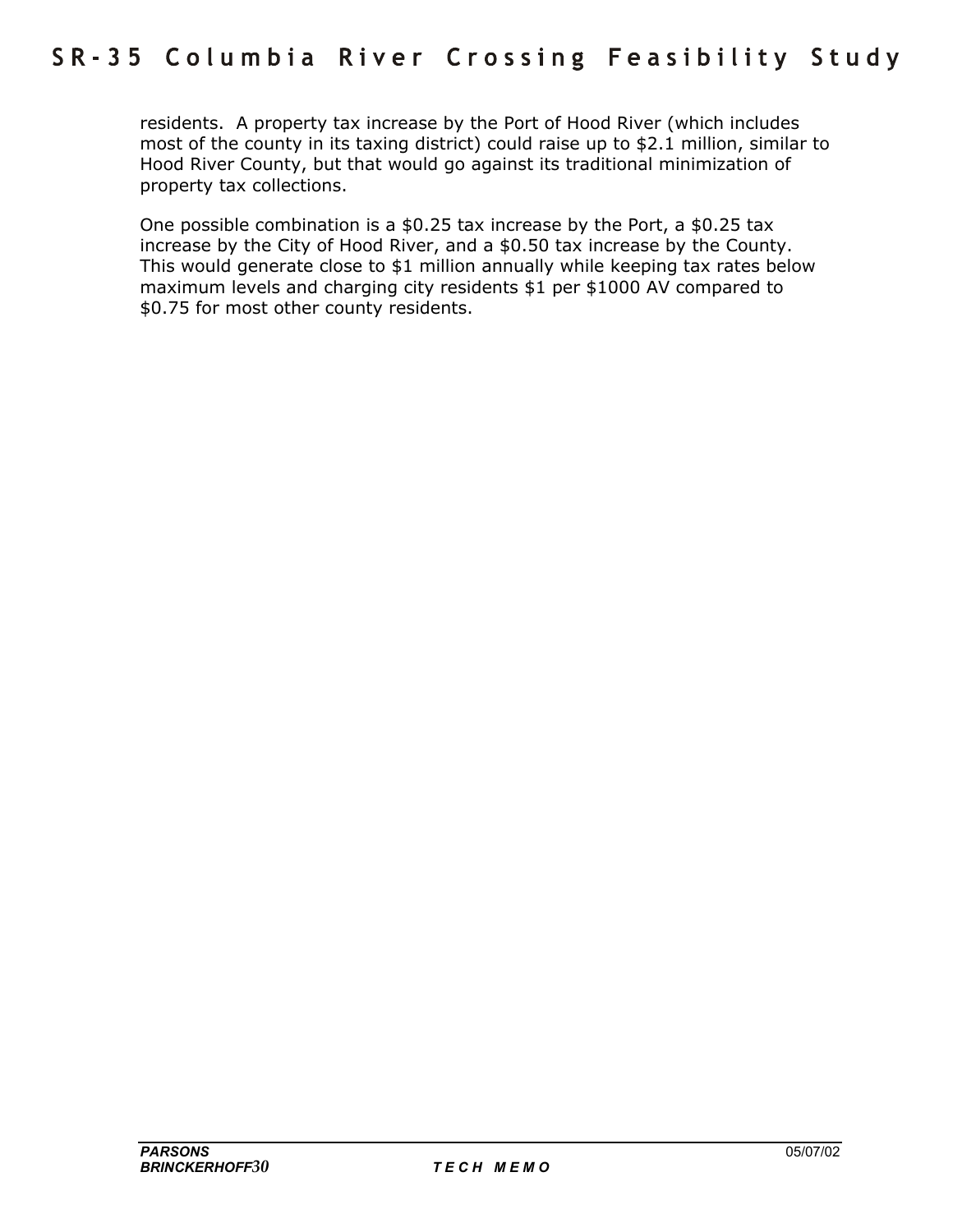residents. A property tax increase by the Port of Hood River (which includes most of the county in its taxing district) could raise up to $2.1 million, similar to Hood River County, but that would go against its traditional minimization of property tax collections.

One possible combination is a $0.25 tax increase by the Port, a $0.25 tax increase by the City of Hood River, and a $0.50 tax increase by the County. This would generate close to $1 million annually while keeping tax rates below maximum levels and charging city residents $1 per $1000 AV compared to $0.75 for most other county residents.